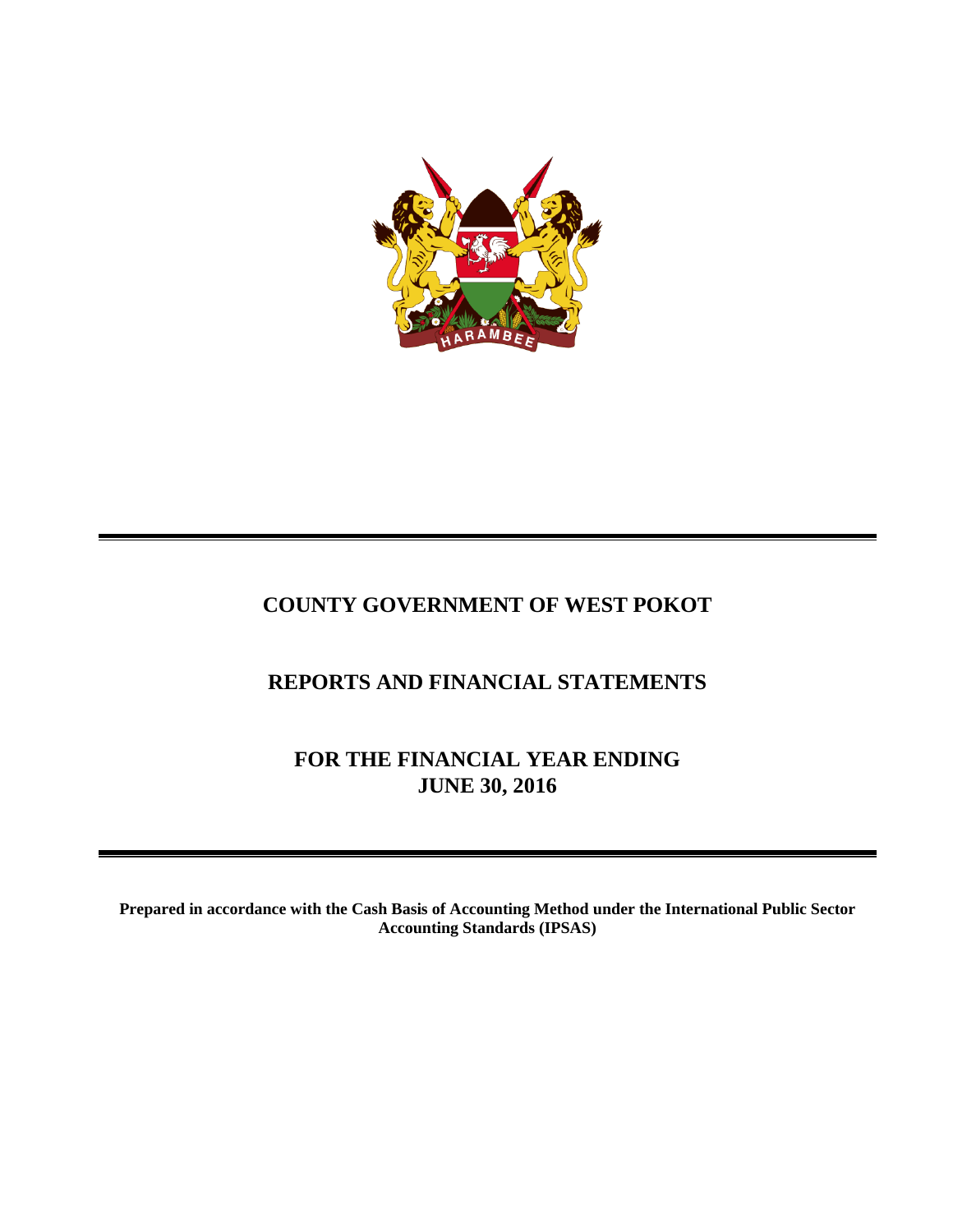# COUNTY GOVERNMENT OF WEST POKOT

## REPORTS AND FINANCIAL STATEMENTS

## FOR THE FINANCIAL YEAR ENDING JUNE 30, 2016

**Prepared in accordance with the Cash Basis of Accounting Method under the International Public Sector Accounting Standards (IPSAS)**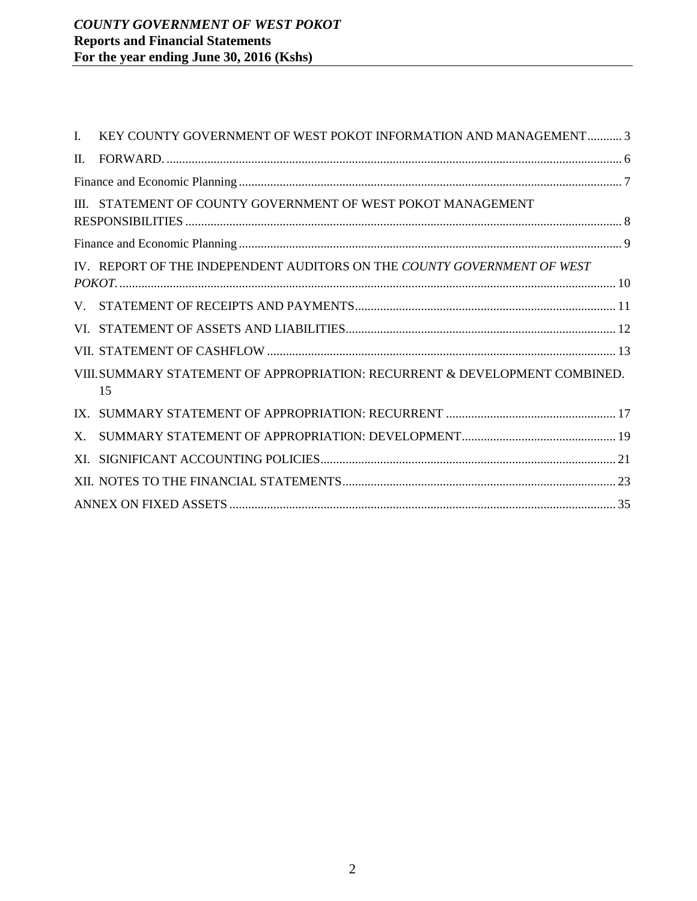I. KEY COUNTY GOVERNMENT OF WEST POKOT INFORMATION AND MANAGEMENT........... 3

II. FORWARD. ................................................................................................................................. 6

Finance and Economic Planning .......................................................................................................... 7

III. STATEMENT OF COUNTY GOVERNMENT OF WEST POKOT MANAGEMENT RESPONSIBILITIES ........................................................................................................................... 8

Finance and Economic Planning .......................................................................................................... 9

IV. REPORT OF THE INDEPENDENT AUDITORS ON THE *COUNTY GOVERNMENT OF WEST POKOT*. ............................................................................................................................................ 10

V. STATEMENT OF RECEIPTS AND PAYMENTS................................................................................... 11

VI. STATEMENT OF ASSETS AND LIABILITIES...................................................................................... 12

VII. STATEMENT OF CASHFLOW ............................................................................................................... 13

VIII. SUMMARY STATEMENT OF APPROPRIATION: RECURRENT & DEVELOPMENT COMBINED. 15

IX. SUMMARY STATEMENT OF APPROPRIATION: RECURRENT ...................................................... 17

X. SUMMARY STATEMENT OF APPROPRIATION: DEVELOPMENT................................................. 19

XI. SIGNIFICANT ACCOUNTING POLICIES.............................................................................................. 21

XII. NOTES TO THE FINANCIAL STATEMENTS....................................................................................... 23

ANNEX ON FIXED ASSETS ........................................................................................................................ 35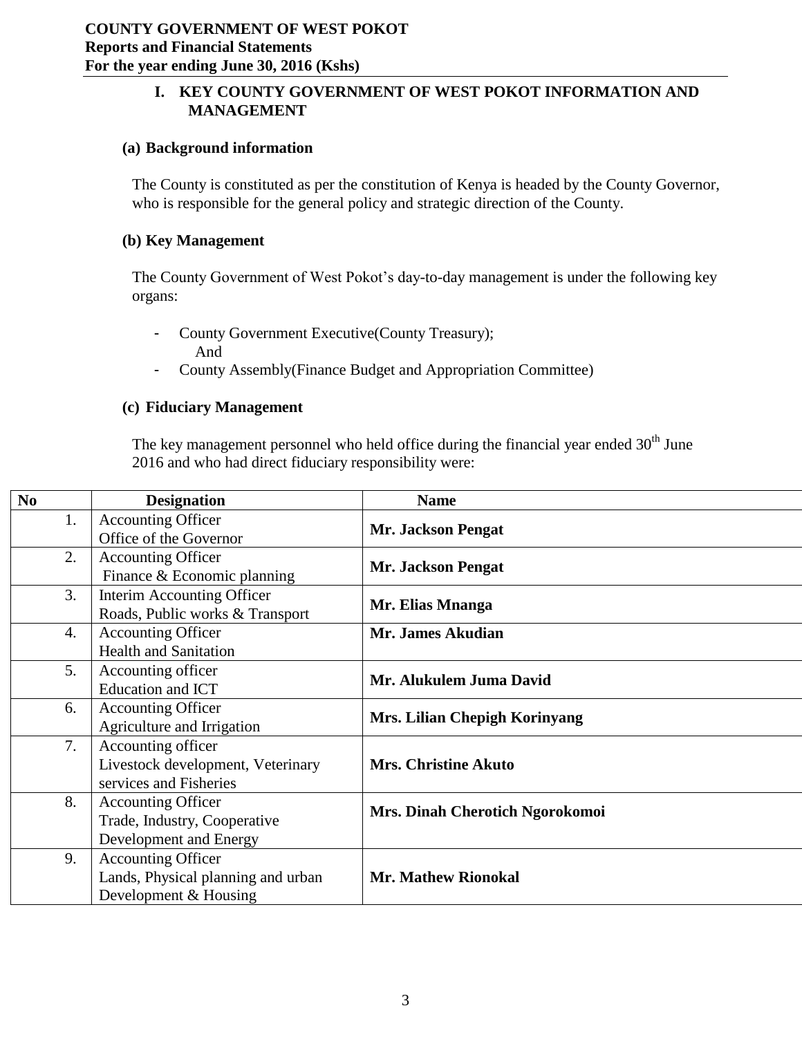## I. KEY COUNTY GOVERNMENT OF WEST POKOT INFORMATION AND MANAGEMENT

### (a) Background information

The County is constituted as per the constitution of Kenya is headed by the County Governor, who is responsible for the general policy and strategic direction of the County.

### (b) Key Management

The County Government of West Pokot's day-to-day management is under the following key organs:

- County Government Executive(County Treasury);
  And
- County Assembly(Finance Budget and Appropriation Committee)

### (c) Fiduciary Management

The key management personnel who held office during the financial year ended 30th June 2016 and who had direct fiduciary responsibility were:

| No | Designation | Name |
|---|---|---|
| 1. | Accounting Officer<br>Office of the Governor | **Mr. Jackson Pengat** |
| 2. | Accounting Officer<br>Finance & Economic planning | **Mr. Jackson Pengat** |
| 3. | Interim Accounting Officer<br>Roads, Public works & Transport | **Mr. Elias Mnanga** |
| 4. | Accounting Officer<br>Health and Sanitation | **Mr. James Akudian** |
| 5. | Accounting officer<br>Education and ICT | **Mr. Alukulem Juma David** |
| 6. | Accounting Officer<br>Agriculture and Irrigation | **Mrs. Lilian Chepigh Korinyang** |
| 7. | Accounting officer<br>Livestock development, Veterinary services and Fisheries | **Mrs. Christine Akuto** |
| 8. | Accounting Officer<br>Trade, Industry, Cooperative Development and Energy | **Mrs. Dinah Cherotich Ngorokomoi** |
| 9. | Accounting Officer<br>Lands, Physical planning and urban Development & Housing | **Mr. Mathew Rionokal** |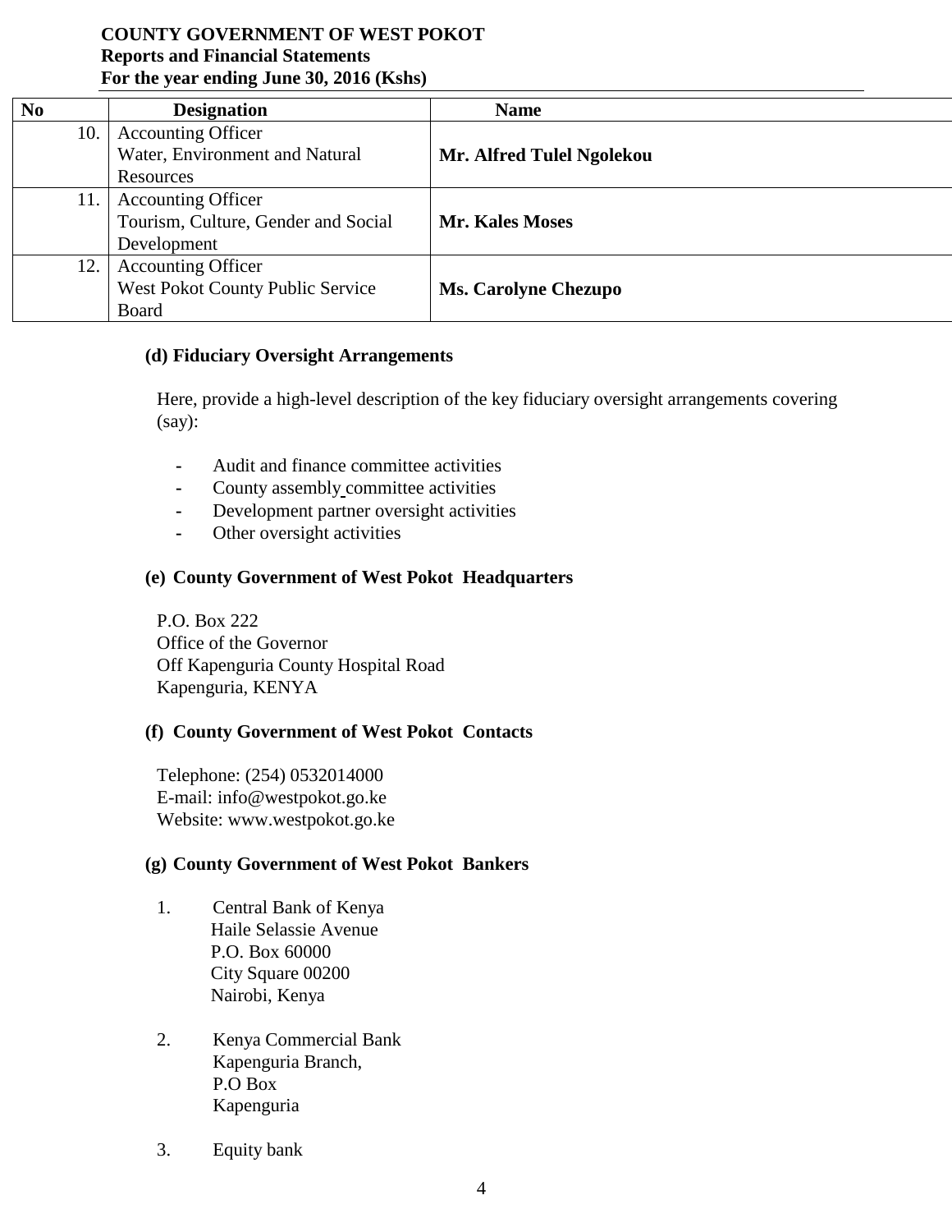| No | Designation | Name |
|---|---|---|
| 10. | Accounting Officer Water, Environment and Natural Resources | **Mr. Alfred Tulel Ngolekou** |
| 11. | Accounting Officer Tourism, Culture, Gender and Social Development | **Mr. Kales Moses** |
| 12. | Accounting Officer West Pokot County Public Service Board | **Ms. Carolyne Chezupo** |

### (d) Fiduciary Oversight Arrangements

Here, provide a high-level description of the key fiduciary oversight arrangements covering (say):

- Audit and finance committee activities
- County assembly committee activities
- Development partner oversight activities
- Other oversight activities

### (e) County Government of West Pokot Headquarters

P.O. Box 222
Office of the Governor
Off Kapenguria County Hospital Road
Kapenguria, KENYA

### (f) County Government of West Pokot Contacts

Telephone: (254) 0532014000
E-mail: info@westpokot.go.ke
Website: www.westpokot.go.ke

### (g) County Government of West Pokot Bankers

1. Central Bank of Kenya
   Haile Selassie Avenue
   P.O. Box 60000
   City Square 00200
   Nairobi, Kenya

2. Kenya Commercial Bank
   Kapenguria Branch,
   P.O Box
   Kapenguria

3. Equity bank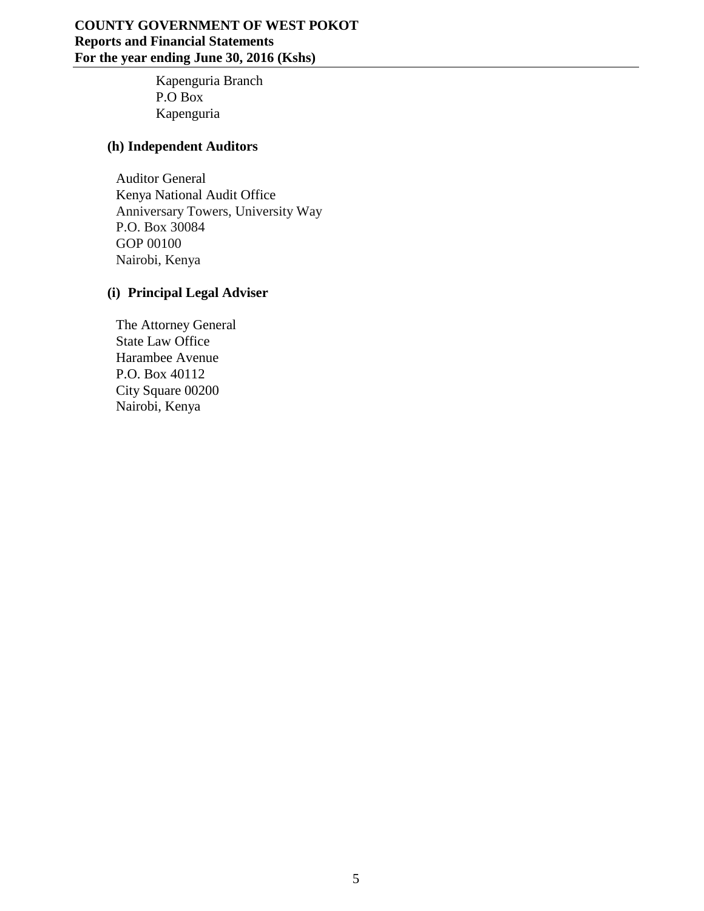Kapenguria Branch
P.O Box
Kapenguria

### (h) Independent Auditors

Auditor General
Kenya National Audit Office
Anniversary Towers, University Way
P.O. Box 30084
GOP 00100
Nairobi, Kenya

### (i) Principal Legal Adviser

The Attorney General
State Law Office
Harambee Avenue
P.O. Box 40112
City Square 00200
Nairobi, Kenya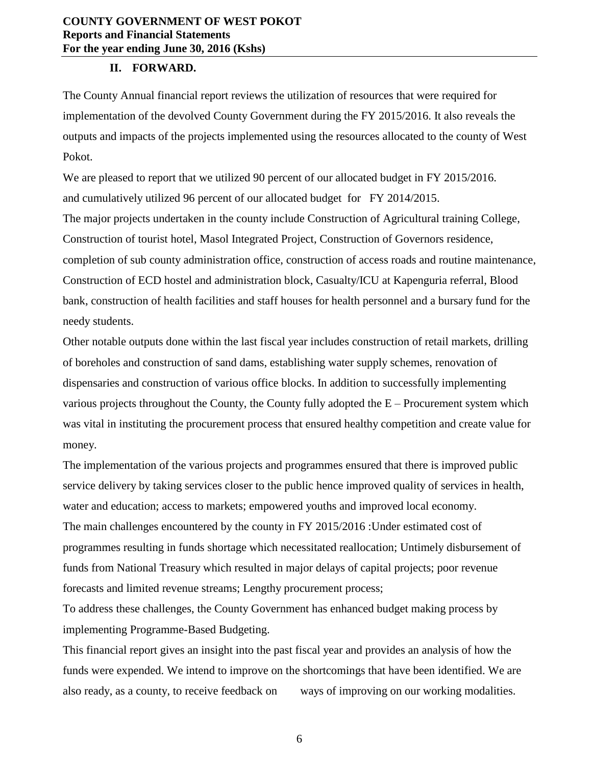## II. FORWARD.

The County Annual financial report reviews the utilization of resources that were required for implementation of the devolved County Government during the FY 2015/2016. It also reveals the outputs and impacts of the projects implemented using the resources allocated to the county of West Pokot.

We are pleased to report that we utilized 90 percent of our allocated budget in FY 2015/2016. and cumulatively utilized 96 percent of our allocated budget for FY 2014/2015.

The major projects undertaken in the county include Construction of Agricultural training College, Construction of tourist hotel, Masol Integrated Project, Construction of Governors residence, completion of sub county administration office, construction of access roads and routine maintenance, Construction of ECD hostel and administration block, Casualty/ICU at Kapenguria referral, Blood bank, construction of health facilities and staff houses for health personnel and a bursary fund for the needy students.

Other notable outputs done within the last fiscal year includes construction of retail markets, drilling of boreholes and construction of sand dams, establishing water supply schemes, renovation of dispensaries and construction of various office blocks. In addition to successfully implementing various projects throughout the County, the County fully adopted the E – Procurement system which was vital in instituting the procurement process that ensured healthy competition and create value for money.

The implementation of the various projects and programmes ensured that there is improved public service delivery by taking services closer to the public hence improved quality of services in health, water and education; access to markets; empowered youths and improved local economy.

The main challenges encountered by the county in FY 2015/2016 :Under estimated cost of programmes resulting in funds shortage which necessitated reallocation; Untimely disbursement of funds from National Treasury which resulted in major delays of capital projects; poor revenue forecasts and limited revenue streams; Lengthy procurement process;

To address these challenges, the County Government has enhanced budget making process by implementing Programme-Based Budgeting.

This financial report gives an insight into the past fiscal year and provides an analysis of how the funds were expended. We intend to improve on the shortcomings that have been identified. We are also ready, as a county, to receive feedback on ways of improving on our working modalities.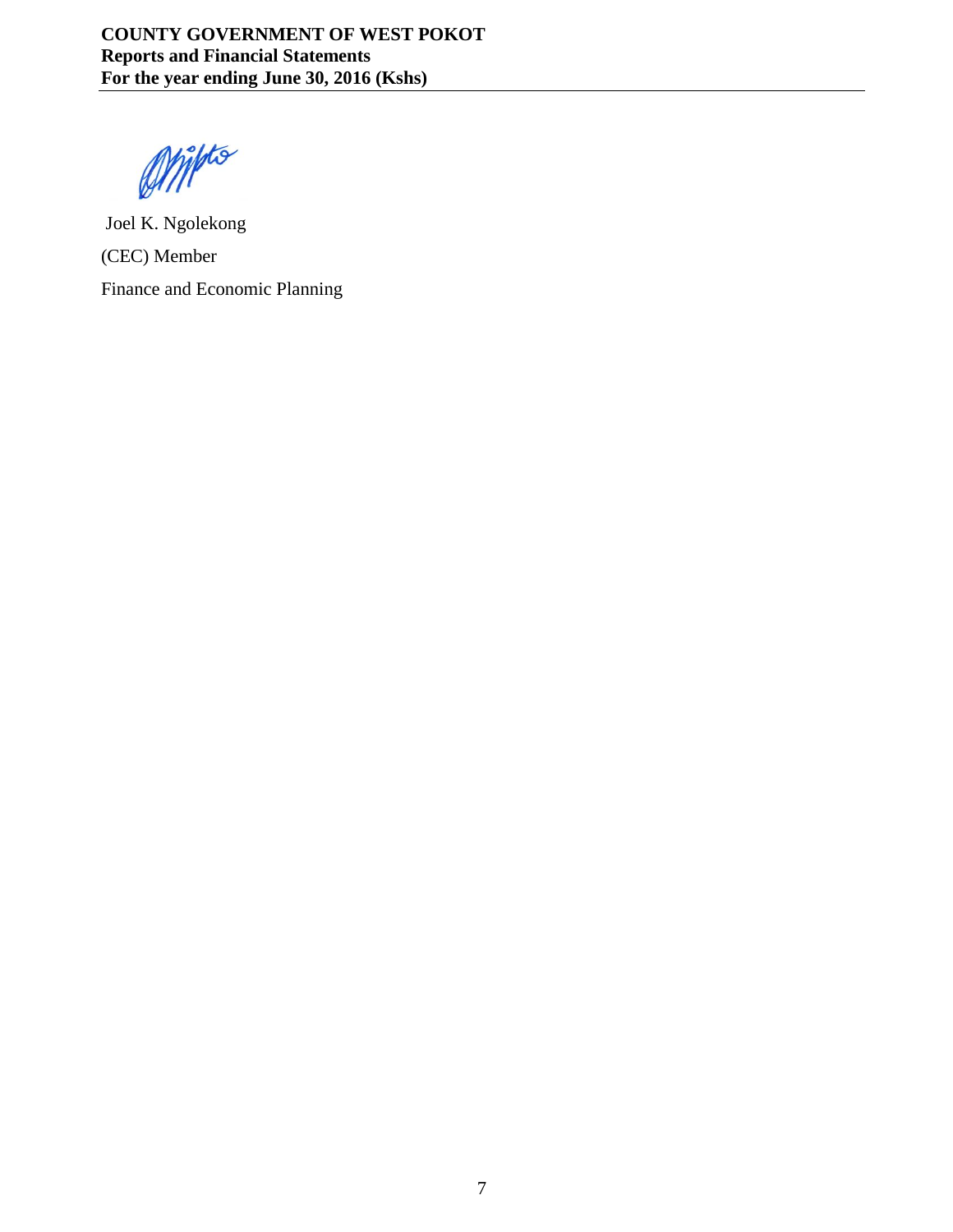Joel K. Ngolekong

(CEC) Member

Finance and Economic Planning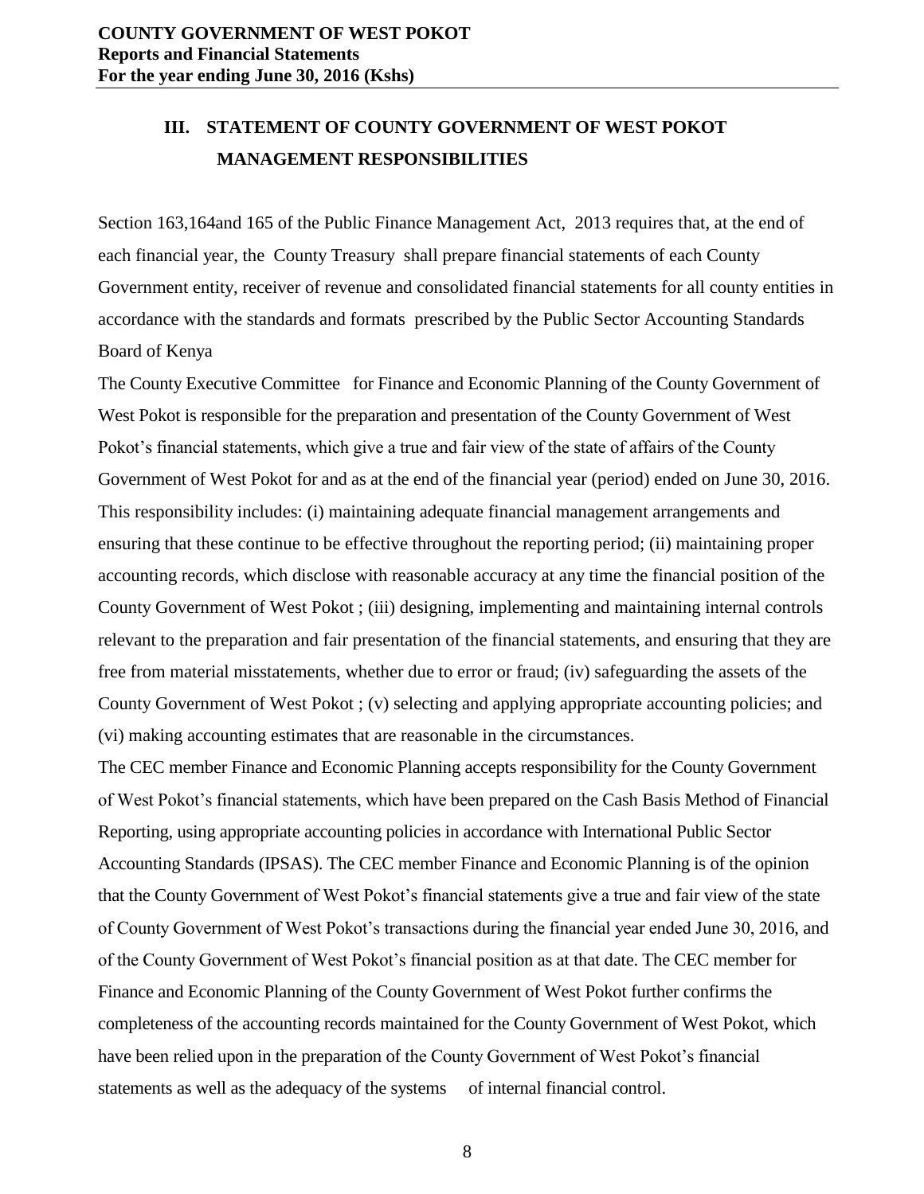## III. STATEMENT OF COUNTY GOVERNMENT OF WEST POKOT MANAGEMENT RESPONSIBILITIES

Section 163,164and 165 of the Public Finance Management Act, 2013 requires that, at the end of each financial year, the County Treasury shall prepare financial statements of each County Government entity, receiver of revenue and consolidated financial statements for all county entities in accordance with the standards and formats prescribed by the Public Sector Accounting Standards Board of Kenya

The County Executive Committee for Finance and Economic Planning of the County Government of West Pokot is responsible for the preparation and presentation of the County Government of West Pokot's financial statements, which give a true and fair view of the state of affairs of the County Government of West Pokot for and as at the end of the financial year (period) ended on June 30, 2016. This responsibility includes: (i) maintaining adequate financial management arrangements and ensuring that these continue to be effective throughout the reporting period; (ii) maintaining proper accounting records, which disclose with reasonable accuracy at any time the financial position of the County Government of West Pokot ; (iii) designing, implementing and maintaining internal controls relevant to the preparation and fair presentation of the financial statements, and ensuring that they are free from material misstatements, whether due to error or fraud; (iv) safeguarding the assets of the County Government of West Pokot ; (v) selecting and applying appropriate accounting policies; and (vi) making accounting estimates that are reasonable in the circumstances.

The CEC member Finance and Economic Planning accepts responsibility for the County Government of West Pokot's financial statements, which have been prepared on the Cash Basis Method of Financial Reporting, using appropriate accounting policies in accordance with International Public Sector Accounting Standards (IPSAS). The CEC member Finance and Economic Planning is of the opinion that the County Government of West Pokot's financial statements give a true and fair view of the state of County Government of West Pokot's transactions during the financial year ended June 30, 2016, and of the County Government of West Pokot's financial position as at that date. The CEC member for Finance and Economic Planning of the County Government of West Pokot further confirms the completeness of the accounting records maintained for the County Government of West Pokot, which have been relied upon in the preparation of the County Government of West Pokot's financial statements as well as the adequacy of the systems of internal financial control.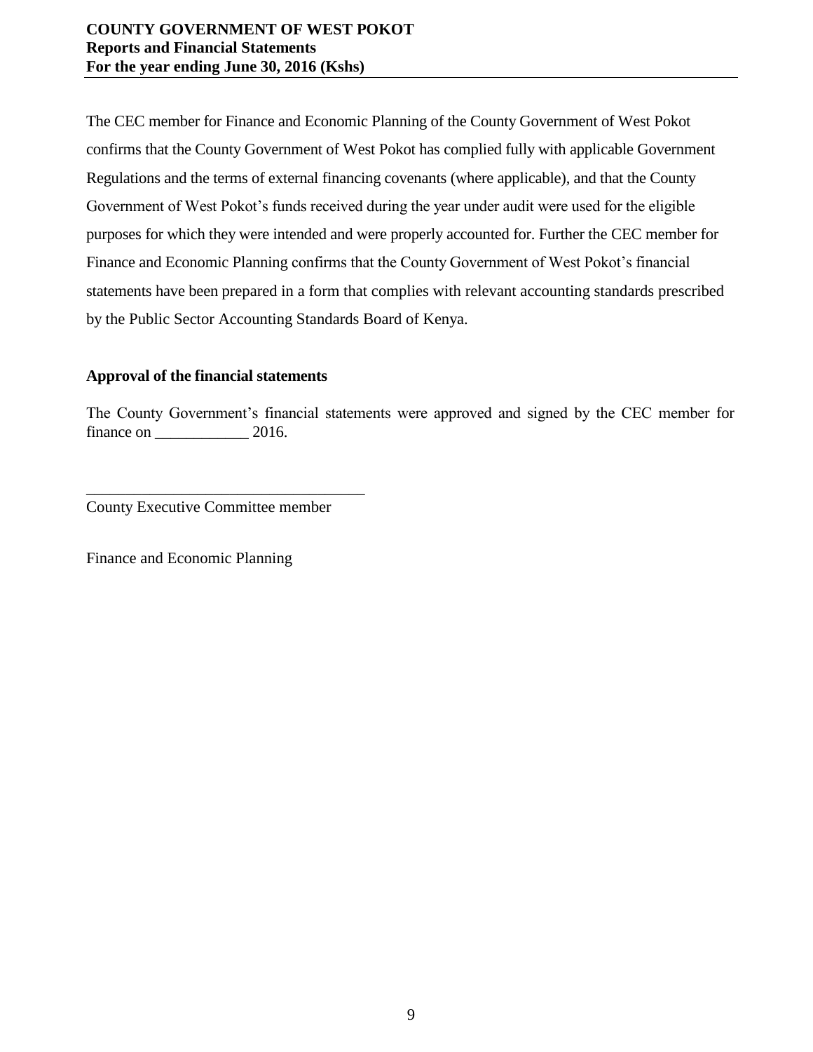The CEC member for Finance and Economic Planning of the County Government of West Pokot confirms that the County Government of West Pokot has complied fully with applicable Government Regulations and the terms of external financing covenants (where applicable), and that the County Government of West Pokot's funds received during the year under audit were used for the eligible purposes for which they were intended and were properly accounted for. Further the CEC member for Finance and Economic Planning confirms that the County Government of West Pokot's financial statements have been prepared in a form that complies with relevant accounting standards prescribed by the Public Sector Accounting Standards Board of Kenya.

**Approval of the financial statements**

The County Government's financial statements were approved and signed by the CEC member for finance on ____________ 2016.

____________________________________

County Executive Committee member

Finance and Economic Planning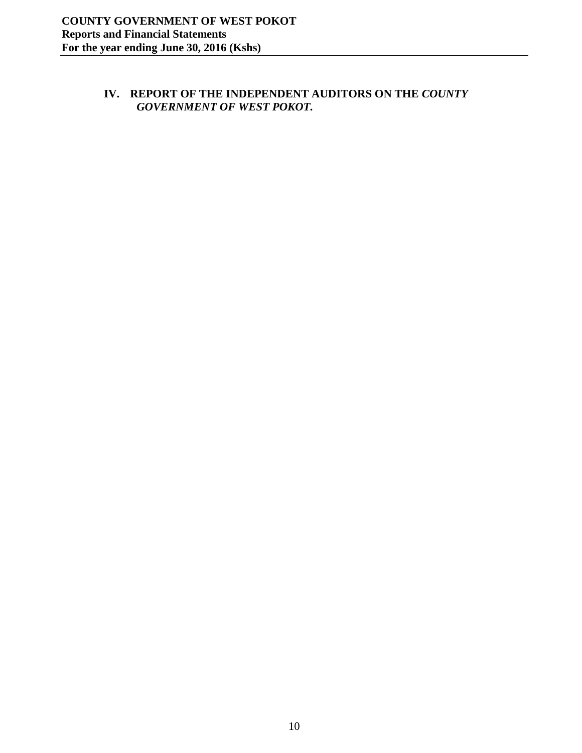## IV. REPORT OF THE INDEPENDENT AUDITORS ON THE *COUNTY GOVERNMENT OF WEST POKOT.*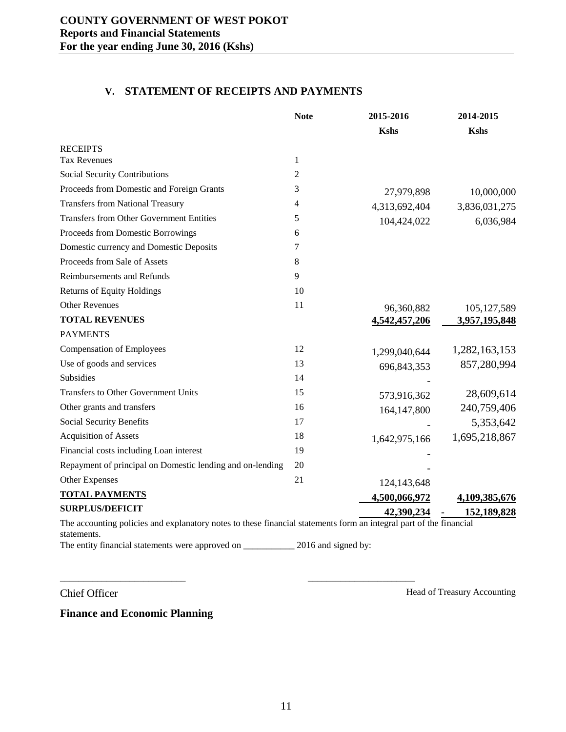## V. STATEMENT OF RECEIPTS AND PAYMENTS

| | Note | 2015-2016 | 2014-2015 |
|---|---|---|---|
| | | **Kshs** | **Kshs** |
| RECEIPTS | | | |
| Tax Revenues | 1 | | |
| Social Security Contributions | 2 | | |
| Proceeds from Domestic and Foreign Grants | 3 | 27,979,898 | 10,000,000 |
| Transfers from National Treasury | 4 | 4,313,692,404 | 3,836,031,275 |
| Transfers from Other Government Entities | 5 | 104,424,022 | 6,036,984 |
| Proceeds from Domestic Borrowings | 6 | | |
| Domestic currency and Domestic Deposits | 7 | | |
| Proceeds from Sale of Assets | 8 | | |
| Reimbursements and Refunds | 9 | | |
| Returns of Equity Holdings | 10 | | |
| Other Revenues | 11 | 96,360,882 | 105,127,589 |
| **TOTAL REVENUES** | | **4,542,457,206** | **3,957,195,848** |
| PAYMENTS | | | |
| Compensation of Employees | 12 | 1,299,040,644 | 1,282,163,153 |
| Use of goods and services | 13 | 696,843,353 | 857,280,994 |
| Subsidies | 14 | - | |
| Transfers to Other Government Units | 15 | 573,916,362 | 28,609,614 |
| Other grants and transfers | 16 | 164,147,800 | 240,759,406 |
| Social Security Benefits | 17 | - | 5,353,642 |
| Acquisition of Assets | 18 | 1,642,975,166 | 1,695,218,867 |
| Financial costs including Loan interest | 19 | - | |
| Repayment of principal on Domestic lending and on-lending | 20 | - | |
| Other Expenses | 21 | 124,143,648 | |
| **TOTAL PAYMENTS** | | **4,500,066,972** | **4,109,385,676** |
| **SURPLUS/DEFICIT** | | **42,390,234** | **- 152,189,828** |

The accounting policies and explanatory notes to these financial statements form an integral part of the financial statements.

The entity financial statements were approved on ___________ 2016 and signed by:

\_\_\_\_\_\_\_\_\_\_\_\_\_\_\_\_\_\_\_\_\_\_\_\_ \_\_\_\_\_\_\_\_\_\_\_\_\_\_\_\_\_\_\_\_\_\_

Chief Officer Head of Treasury Accounting

**Finance and Economic Planning**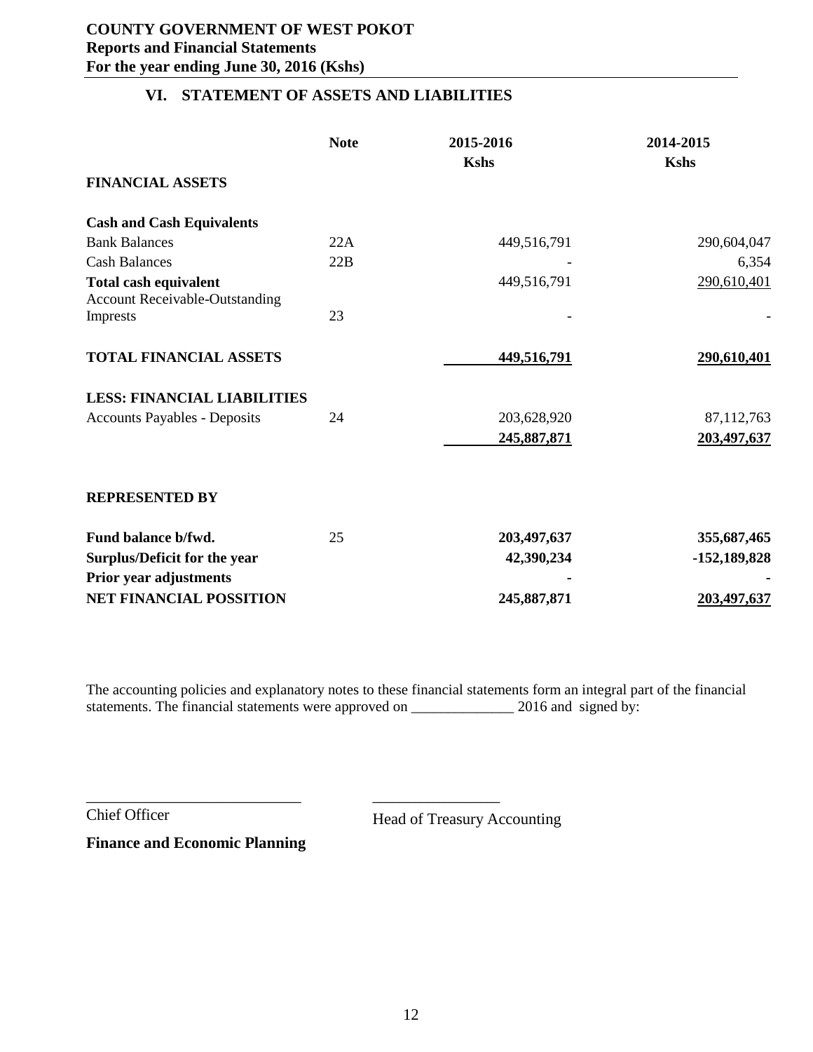**COUNTY GOVERNMENT OF WEST POKOT**
**Reports and Financial Statements**
**For the year ending June 30, 2016 (Kshs)**

## VI. STATEMENT OF ASSETS AND LIABILITIES

| | Note | 2015-2016 Kshs | 2014-2015 Kshs |
|---|---|---|---|
| **FINANCIAL ASSETS** | | | |
| **Cash and Cash Equivalents** | | | |
| Bank Balances | 22A | 449,516,791 | 290,604,047 |
| Cash Balances | 22B | - | 6,354 |
| **Total cash equivalent** | | 449,516,791 | 290,610,401 |
| Account Receivable-Outstanding Imprests | 23 | - | - |
| **TOTAL FINANCIAL ASSETS** | | **449,516,791** | **290,610,401** |
| **LESS: FINANCIAL LIABILITIES** | | | |
| Accounts Payables - Deposits | 24 | 203,628,920 | 87,112,763 |
| | | **245,887,871** | **203,497,637** |
| **REPRESENTED BY** | | | |
| **Fund balance b/fwd.** | 25 | **203,497,637** | **355,687,465** |
| **Surplus/Deficit for the year** | | **42,390,234** | **-152,189,828** |
| **Prior year adjustments** | | **-** | **-** |
| **NET FINANCIAL POSSITION** | | **245,887,871** | **203,497,637** |

The accounting policies and explanatory notes to these financial statements form an integral part of the financial statements. The financial statements were approved on ______________ 2016 and signed by:

___________________________ ________________

Chief Officer Head of Treasury Accounting

**Finance and Economic Planning**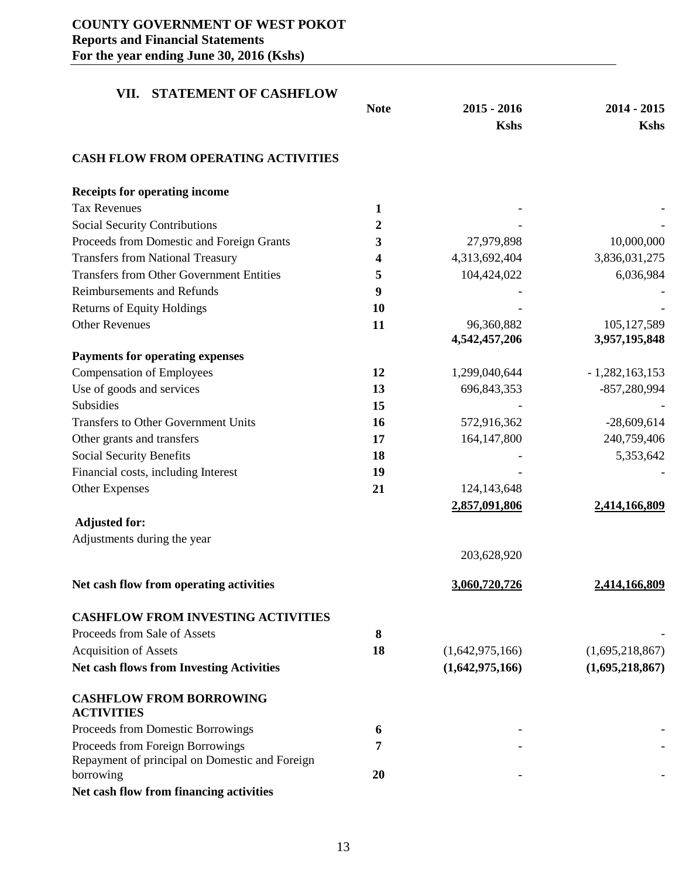# COUNTY GOVERNMENT OF WEST POKOT
**Reports and Financial Statements**
**For the year ending June 30, 2016 (Kshs)**

## VII. STATEMENT OF CASHFLOW

| | Note | 2015 - 2016 Kshs | 2014 - 2015 Kshs |
|---|---|---|---|
| **CASH FLOW FROM OPERATING ACTIVITIES** | | | |
| **Receipts for operating income** | | | |
| Tax Revenues | **1** | - | - |
| Social Security Contributions | **2** | - | - |
| Proceeds from Domestic and Foreign Grants | **3** | 27,979,898 | 10,000,000 |
| Transfers from National Treasury | **4** | 4,313,692,404 | 3,836,031,275 |
| Transfers from Other Government Entities | **5** | 104,424,022 | 6,036,984 |
| Reimbursements and Refunds | **9** | - | - |
| Returns of Equity Holdings | **10** | - | - |
| Other Revenues | **11** | 96,360,882 | 105,127,589 |
| | | **4,542,457,206** | **3,957,195,848** |
| **Payments for operating expenses** | | | |
| Compensation of Employees | **12** | 1,299,040,644 | - 1,282,163,153 |
| Use of goods and services | **13** | 696,843,353 | -857,280,994 |
| Subsidies | **15** | - | - |
| Transfers to Other Government Units | **16** | 572,916,362 | -28,609,614 |
| Other grants and transfers | **17** | 164,147,800 | 240,759,406 |
| Social Security Benefits | **18** | - | 5,353,642 |
| Financial costs, including Interest | **19** | - | - |
| Other Expenses | **21** | 124,143,648 | |
| | | **2,857,091,806** | **2,414,166,809** |
| **Adjusted for:** | | | |
| Adjustments during the year | | 203,628,920 | |
| **Net cash flow from operating activities** | | **3,060,720,726** | **2,414,166,809** |
| **CASHFLOW FROM INVESTING ACTIVITIES** | | | |
| Proceeds from Sale of Assets | **8** | | - |
| Acquisition of Assets | **18** | (1,642,975,166) | (1,695,218,867) |
| **Net cash flows from Investing Activities** | | **(1,642,975,166)** | **(1,695,218,867)** |
| **CASHFLOW FROM BORROWING ACTIVITIES** | | | |
| Proceeds from Domestic Borrowings | **6** | - | - |
| Proceeds from Foreign Borrowings | **7** | - | - |
| Repayment of principal on Domestic and Foreign borrowing | **20** | - | - |
| **Net cash flow from financing activities** | | | |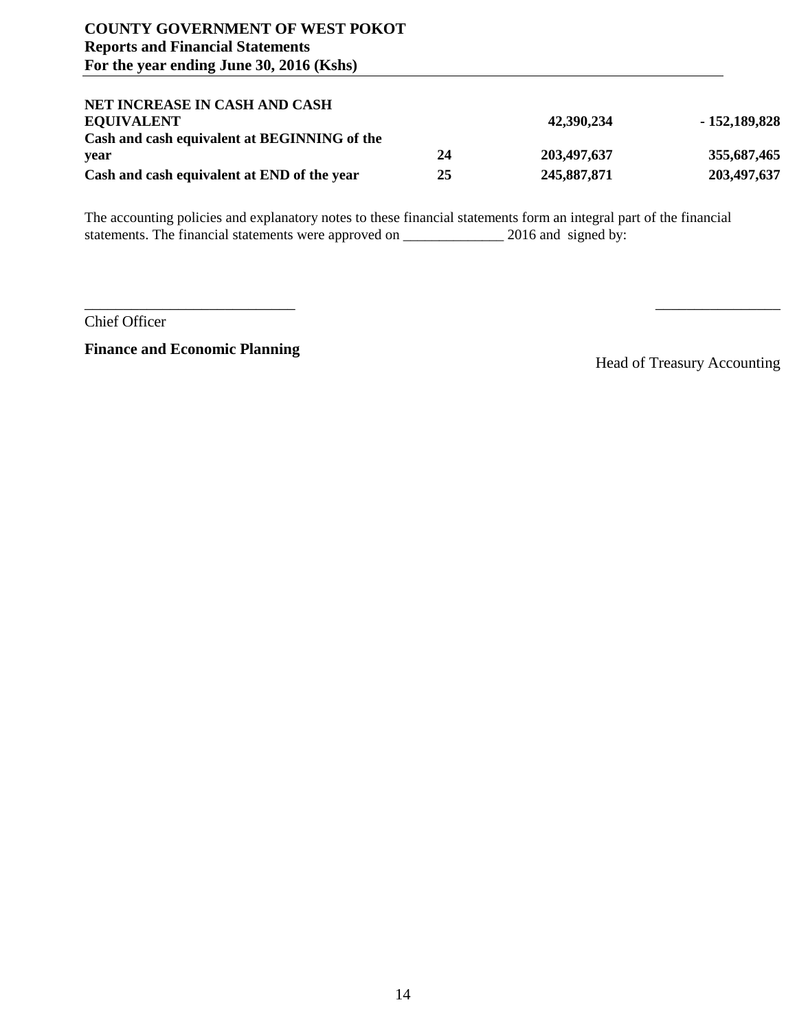| | | | |
|---|---|---|---|
| **NET INCREASE IN CASH AND CASH EQUIVALENT** | | **42,390,234** | **- 152,189,828** |
| **Cash and cash equivalent at BEGINNING of the year** | **24** | **203,497,637** | **355,687,465** |
| **Cash and cash equivalent at END of the year** | **25** | **245,887,871** | **203,497,637** |

The accounting policies and explanatory notes to these financial statements form an integral part of the financial statements. The financial statements were approved on ______________ 2016 and signed by:

___________________________ ________________

Chief Officer

**Finance and Economic Planning**

Head of Treasury Accounting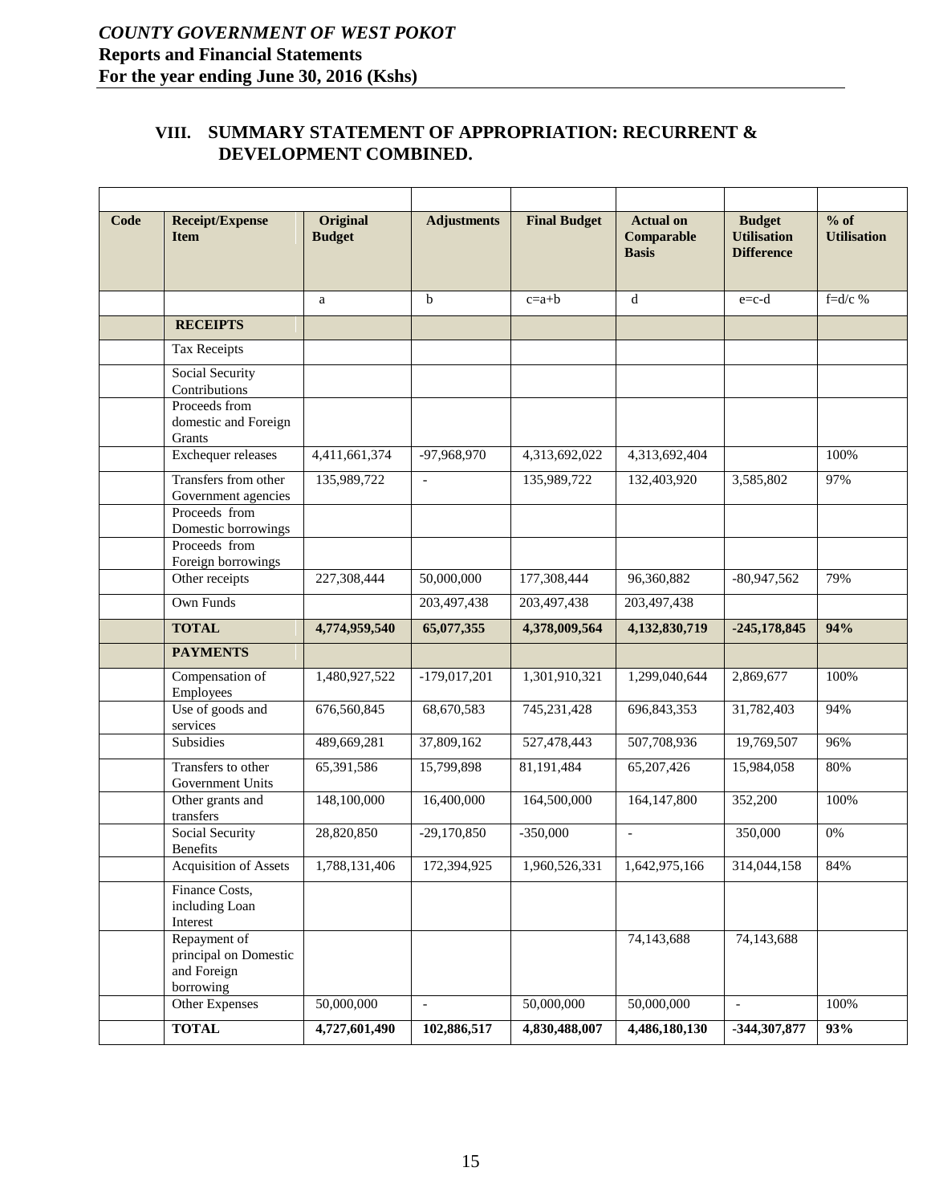## VIII. SUMMARY STATEMENT OF APPROPRIATION: RECURRENT & DEVELOPMENT COMBINED.

| Code | Receipt/Expense Item | Original Budget | Adjustments | Final Budget | Actual on Comparable Basis | Budget Utilisation Difference | % of Utilisation |
|---|---|---|---|---|---|---|---|
| | | a | b | c=a+b | d | e=c-d | f=d/c % |
| | **RECEIPTS** | | | | | | |
| | Tax Receipts | | | | | | |
| | Social Security Contributions | | | | | | |
| | Proceeds from domestic and Foreign Grants | | | | | | |
| | Exchequer releases | 4,411,661,374 | -97,968,970 | 4,313,692,022 | 4,313,692,404 | | 100% |
| | Transfers from other Government agencies | 135,989,722 | - | 135,989,722 | 132,403,920 | 3,585,802 | 97% |
| | Proceeds from Domestic borrowings | | | | | | |
| | Proceeds from Foreign borrowings | | | | | | |
| | Other receipts | 227,308,444 | 50,000,000 | 177,308,444 | 96,360,882 | -80,947,562 | 79% |
| | Own Funds | | 203,497,438 | 203,497,438 | 203,497,438 | | |
| | **TOTAL** | **4,774,959,540** | **65,077,355** | **4,378,009,564** | **4,132,830,719** | **-245,178,845** | **94%** |
| | **PAYMENTS** | | | | | | |
| | Compensation of Employees | 1,480,927,522 | -179,017,201 | 1,301,910,321 | 1,299,040,644 | 2,869,677 | 100% |
| | Use of goods and services | 676,560,845 | 68,670,583 | 745,231,428 | 696,843,353 | 31,782,403 | 94% |
| | Subsidies | 489,669,281 | 37,809,162 | 527,478,443 | 507,708,936 | 19,769,507 | 96% |
| | Transfers to other Government Units | 65,391,586 | 15,799,898 | 81,191,484 | 65,207,426 | 15,984,058 | 80% |
| | Other grants and transfers | 148,100,000 | 16,400,000 | 164,500,000 | 164,147,800 | 352,200 | 100% |
| | Social Security Benefits | 28,820,850 | -29,170,850 | -350,000 | - | 350,000 | 0% |
| | Acquisition of Assets | 1,788,131,406 | 172,394,925 | 1,960,526,331 | 1,642,975,166 | 314,044,158 | 84% |
| | Finance Costs, including Loan Interest | | | | | | |
| | Repayment of principal on Domestic and Foreign borrowing | | | | 74,143,688 | 74,143,688 | |
| | Other Expenses | 50,000,000 | - | 50,000,000 | 50,000,000 | - | 100% |
| | **TOTAL** | **4,727,601,490** | **102,886,517** | **4,830,488,007** | **4,486,180,130** | **-344,307,877** | **93%** |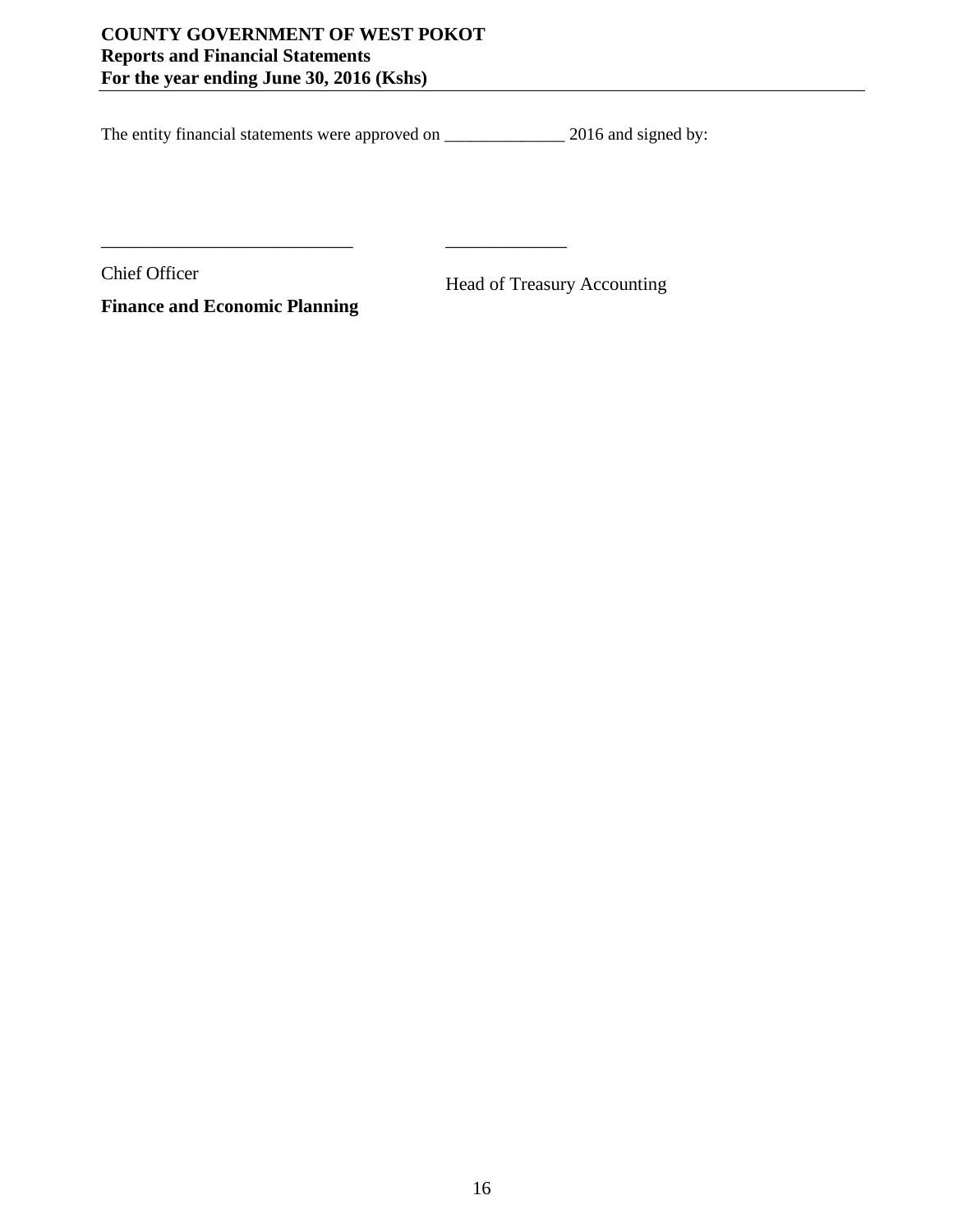The entity financial statements were approved on ______________ 2016 and signed by:

___________________________ _____________

Chief Officer

**Finance and Economic Planning**

Head of Treasury Accounting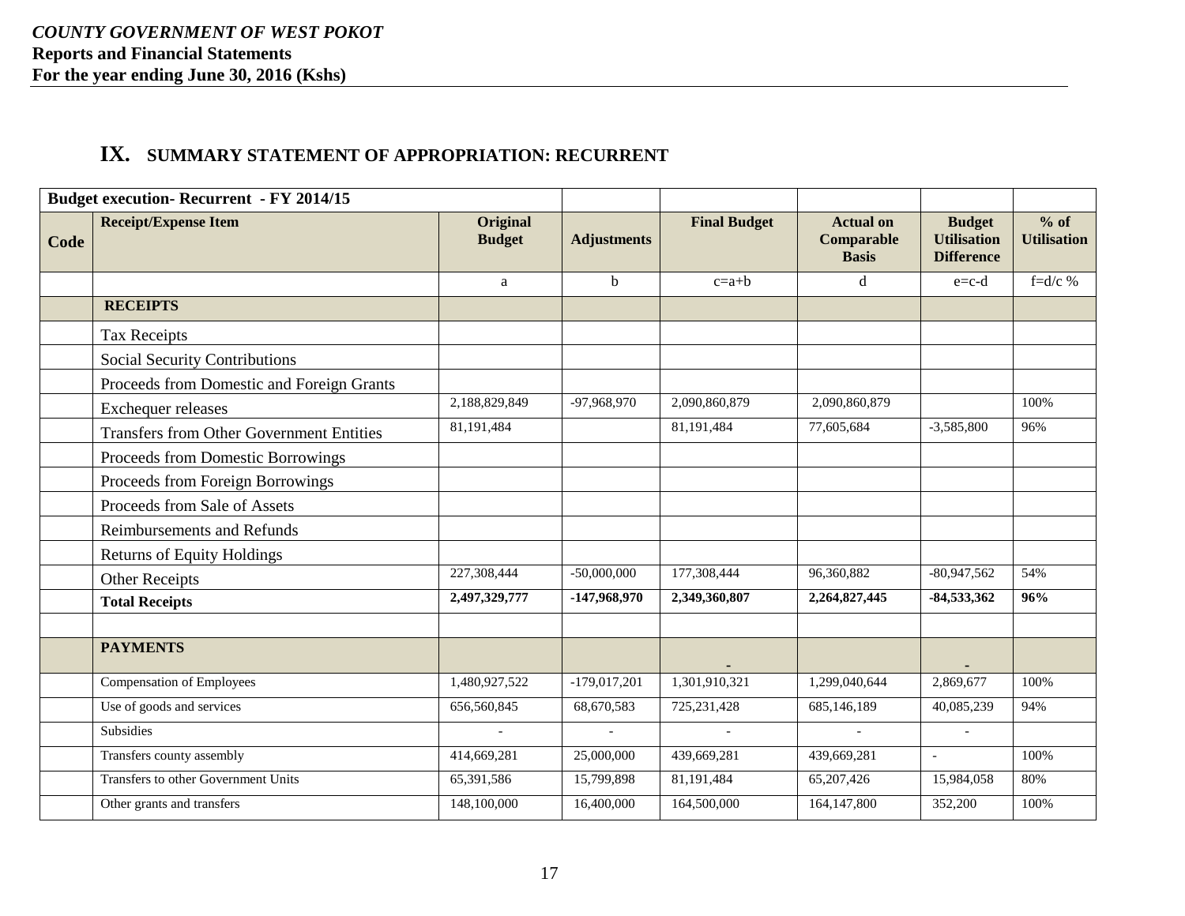*COUNTY GOVERNMENT OF WEST POKOT*
**Reports and Financial Statements**
**For the year ending June 30, 2016 (Kshs)**

## IX. SUMMARY STATEMENT OF APPROPRIATION: RECURRENT

| **Budget execution- Recurrent - FY 2014/15** | | | | | | | |
|---|---|---|---|---|---|---|---|
| **Code** | **Receipt/Expense Item** | **Original Budget** | **Adjustments** | **Final Budget** | **Actual on Comparable Basis** | **Budget Utilisation Difference** | **% of Utilisation** |
| | | a | b | c=a+b | d | e=c-d | f=d/c % |
| | **RECEIPTS** | | | | | | |
| | Tax Receipts | | | | | | |
| | Social Security Contributions | | | | | | |
| | Proceeds from Domestic and Foreign Grants | | | | | | |
| | Exchequer releases | 2,188,829,849 | -97,968,970 | 2,090,860,879 | 2,090,860,879 | | 100% |
| | Transfers from Other Government Entities | 81,191,484 | | 81,191,484 | 77,605,684 | -3,585,800 | 96% |
| | Proceeds from Domestic Borrowings | | | | | | |
| | Proceeds from Foreign Borrowings | | | | | | |
| | Proceeds from Sale of Assets | | | | | | |
| | Reimbursements and Refunds | | | | | | |
| | Returns of Equity Holdings | | | | | | |
| | Other Receipts | 227,308,444 | -50,000,000 | 177,308,444 | 96,360,882 | -80,947,562 | 54% |
| | **Total Receipts** | **2,497,329,777** | **-147,968,970** | **2,349,360,807** | **2,264,827,445** | **-84,533,362** | **96%** |
| | | | | | | | |
| | **PAYMENTS** | | | - | | - | |
| | Compensation of Employees | 1,480,927,522 | -179,017,201 | 1,301,910,321 | 1,299,040,644 | 2,869,677 | 100% |
| | Use of goods and services | 656,560,845 | 68,670,583 | 725,231,428 | 685,146,189 | 40,085,239 | 94% |
| | Subsidies | - | - | - | - | - | |
| | Transfers county assembly | 414,669,281 | 25,000,000 | 439,669,281 | 439,669,281 | - | 100% |
| | Transfers to other Government Units | 65,391,586 | 15,799,898 | 81,191,484 | 65,207,426 | 15,984,058 | 80% |
| | Other grants and transfers | 148,100,000 | 16,400,000 | 164,500,000 | 164,147,800 | 352,200 | 100% |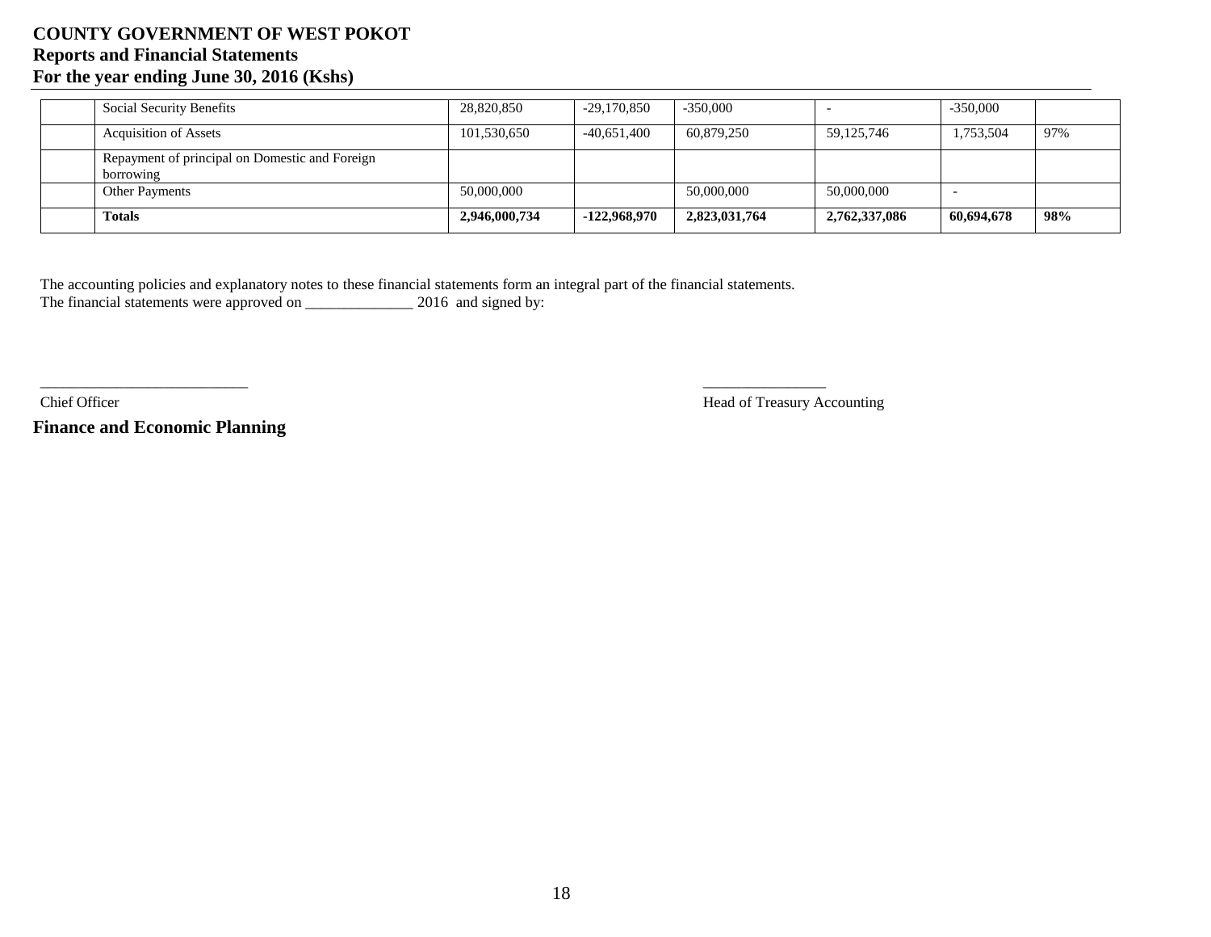| | Social Security Benefits | 28,820,850 | -29,170,850 | -350,000 | - | -350,000 | |
|---|---|---|---|---|---|---|---|
| | Acquisition of Assets | 101,530,650 | -40,651,400 | 60,879,250 | 59,125,746 | 1,753,504 | 97% |
| | Repayment of principal on Domestic and Foreign borrowing | | | | | | |
| | Other Payments | 50,000,000 | | 50,000,000 | 50,000,000 | - | |
| | **Totals** | **2,946,000,734** | **-122,968,970** | **2,823,031,764** | **2,762,337,086** | **60,694,678** | **98%** |

The accounting policies and explanatory notes to these financial statements form an integral part of the financial statements.
The financial statements were approved on ______________ 2016 and signed by:

___________________________ ________________

Chief Officer Head of Treasury Accounting

**Finance and Economic Planning**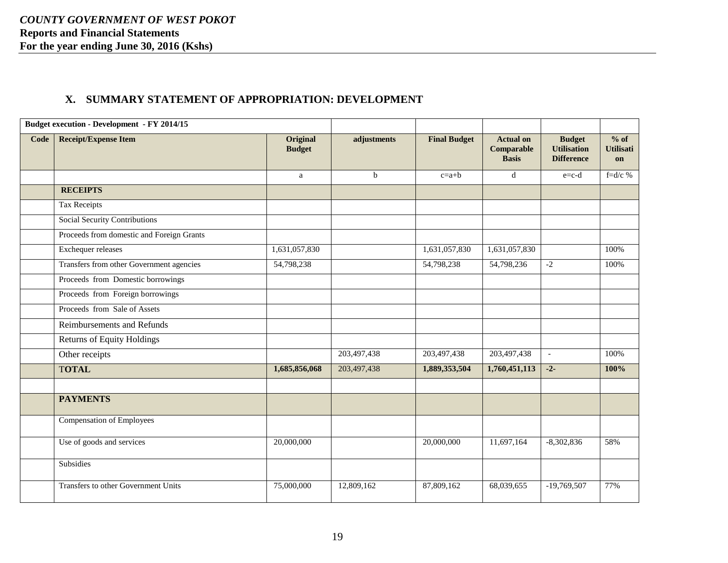## X. SUMMARY STATEMENT OF APPROPRIATION: DEVELOPMENT

| Budget execution - Development - FY 2014/15 | | | | | | | |
|---|---|---|---|---|---|---|---|
| **Code** | **Receipt/Expense Item** | **Original Budget** | **adjustments** | **Final Budget** | **Actual on Comparable Basis** | **Budget Utilisation Difference** | **% of Utilisation** |
| | | a | b | c=a+b | d | e=c-d | f=d/c % |
| | **RECEIPTS** | | | | | | |
| | Tax Receipts | | | | | | |
| | Social Security Contributions | | | | | | |
| | Proceeds from domestic and Foreign Grants | | | | | | |
| | Exchequer releases | 1,631,057,830 | | 1,631,057,830 | 1,631,057,830 | | 100% |
| | Transfers from other Government agencies | 54,798,238 | | 54,798,238 | 54,798,236 | -2 | 100% |
| | Proceeds from Domestic borrowings | | | | | | |
| | Proceeds from Foreign borrowings | | | | | | |
| | Proceeds from Sale of Assets | | | | | | |
| | Reimbursements and Refunds | | | | | | |
| | Returns of Equity Holdings | | | | | | |
| | Other receipts | | 203,497,438 | 203,497,438 | 203,497,438 | - | 100% |
| | **TOTAL** | **1,685,856,068** | 203,497,438 | **1,889,353,504** | **1,760,451,113** | **-2-** | **100%** |
| | | | | | | | |
| | **PAYMENTS** | | | | | | |
| | Compensation of Employees | | | | | | |
| | Use of goods and services | 20,000,000 | | 20,000,000 | 11,697,164 | -8,302,836 | 58% |
| | Subsidies | | | | | | |
| | Transfers to other Government Units | 75,000,000 | 12,809,162 | 87,809,162 | 68,039,655 | -19,769,507 | 77% |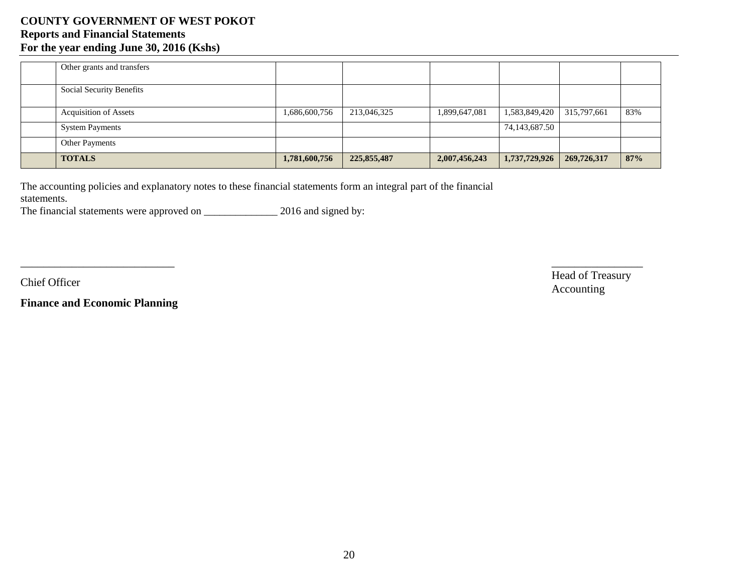# COUNTY GOVERNMENT OF WEST POKOT

**Reports and Financial Statements**

**For the year ending June 30, 2016 (Kshs)**

| | | | | | | | |
|---|---|---|---|---|---|---|---|
| | Other grants and transfers | | | | | | |
| | Social Security Benefits | | | | | | |
| | Acquisition of Assets | 1,686,600,756 | 213,046,325 | 1,899,647,081 | 1,583,849,420 | 315,797,661 | 83% |
| | System Payments | | | | 74,143,687.50 | | |
| | Other Payments | | | | | | |
| | **TOTALS** | **1,781,600,756** | **225,855,487** | **2,007,456,243** | **1,737,729,926** | **269,726,317** | **87%** |

The accounting policies and explanatory notes to these financial statements form an integral part of the financial statements.

The financial statements were approved on ______________ 2016 and signed by:

___________________________

Chief Officer

**Finance and Economic Planning**

________________

Head of Treasury Accounting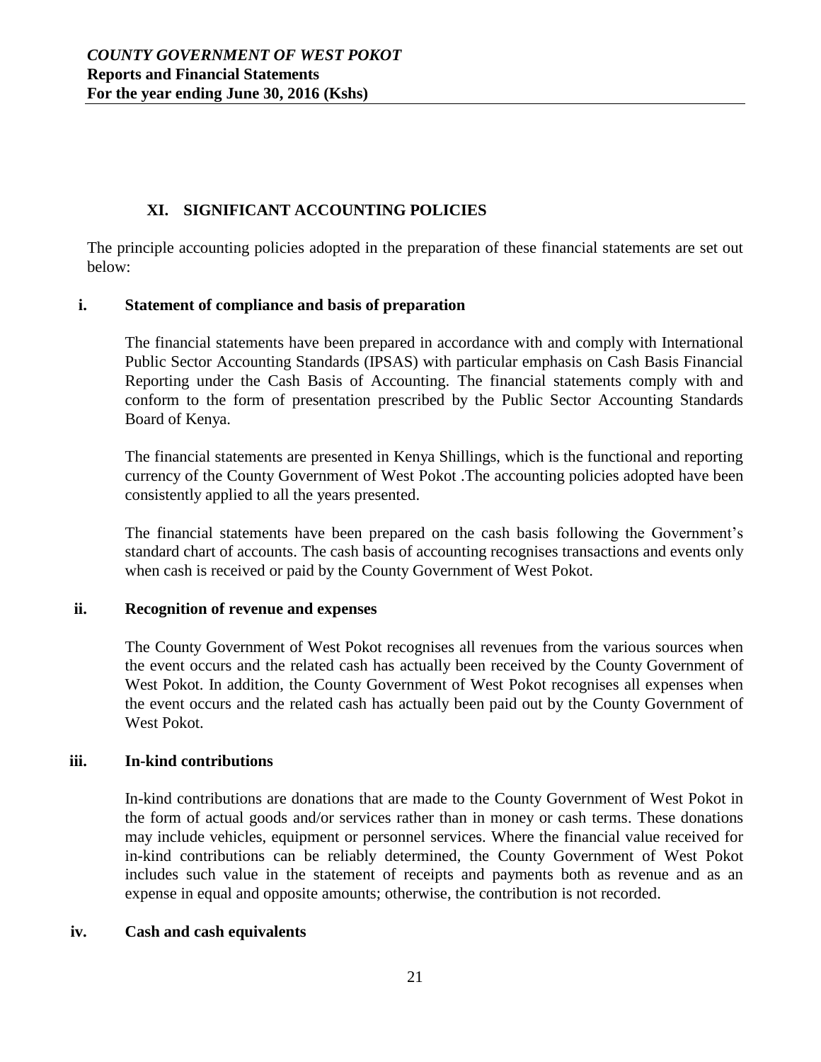## XI. SIGNIFICANT ACCOUNTING POLICIES

The principle accounting policies adopted in the preparation of these financial statements are set out below:

### i. Statement of compliance and basis of preparation

The financial statements have been prepared in accordance with and comply with International Public Sector Accounting Standards (IPSAS) with particular emphasis on Cash Basis Financial Reporting under the Cash Basis of Accounting. The financial statements comply with and conform to the form of presentation prescribed by the Public Sector Accounting Standards Board of Kenya.

The financial statements are presented in Kenya Shillings, which is the functional and reporting currency of the County Government of West Pokot .The accounting policies adopted have been consistently applied to all the years presented.

The financial statements have been prepared on the cash basis following the Government's standard chart of accounts. The cash basis of accounting recognises transactions and events only when cash is received or paid by the County Government of West Pokot.

### ii. Recognition of revenue and expenses

The County Government of West Pokot recognises all revenues from the various sources when the event occurs and the related cash has actually been received by the County Government of West Pokot. In addition, the County Government of West Pokot recognises all expenses when the event occurs and the related cash has actually been paid out by the County Government of West Pokot.

### iii. In-kind contributions

In-kind contributions are donations that are made to the County Government of West Pokot in the form of actual goods and/or services rather than in money or cash terms. These donations may include vehicles, equipment or personnel services. Where the financial value received for in-kind contributions can be reliably determined, the County Government of West Pokot includes such value in the statement of receipts and payments both as revenue and as an expense in equal and opposite amounts; otherwise, the contribution is not recorded.

### iv. Cash and cash equivalents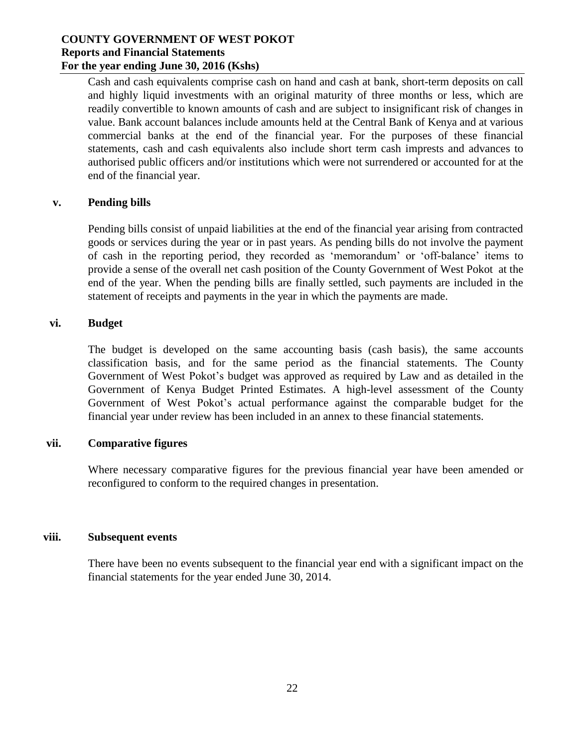Cash and cash equivalents comprise cash on hand and cash at bank, short-term deposits on call and highly liquid investments with an original maturity of three months or less, which are readily convertible to known amounts of cash and are subject to insignificant risk of changes in value. Bank account balances include amounts held at the Central Bank of Kenya and at various commercial banks at the end of the financial year. For the purposes of these financial statements, cash and cash equivalents also include short term cash imprests and advances to authorised public officers and/or institutions which were not surrendered or accounted for at the end of the financial year.

### v. Pending bills

Pending bills consist of unpaid liabilities at the end of the financial year arising from contracted goods or services during the year or in past years. As pending bills do not involve the payment of cash in the reporting period, they recorded as 'memorandum' or 'off-balance' items to provide a sense of the overall net cash position of the County Government of West Pokot at the end of the year. When the pending bills are finally settled, such payments are included in the statement of receipts and payments in the year in which the payments are made.

### vi. Budget

The budget is developed on the same accounting basis (cash basis), the same accounts classification basis, and for the same period as the financial statements. The County Government of West Pokot's budget was approved as required by Law and as detailed in the Government of Kenya Budget Printed Estimates. A high-level assessment of the County Government of West Pokot's actual performance against the comparable budget for the financial year under review has been included in an annex to these financial statements.

### vii. Comparative figures

Where necessary comparative figures for the previous financial year have been amended or reconfigured to conform to the required changes in presentation.

### viii. Subsequent events

There have been no events subsequent to the financial year end with a significant impact on the financial statements for the year ended June 30, 2014.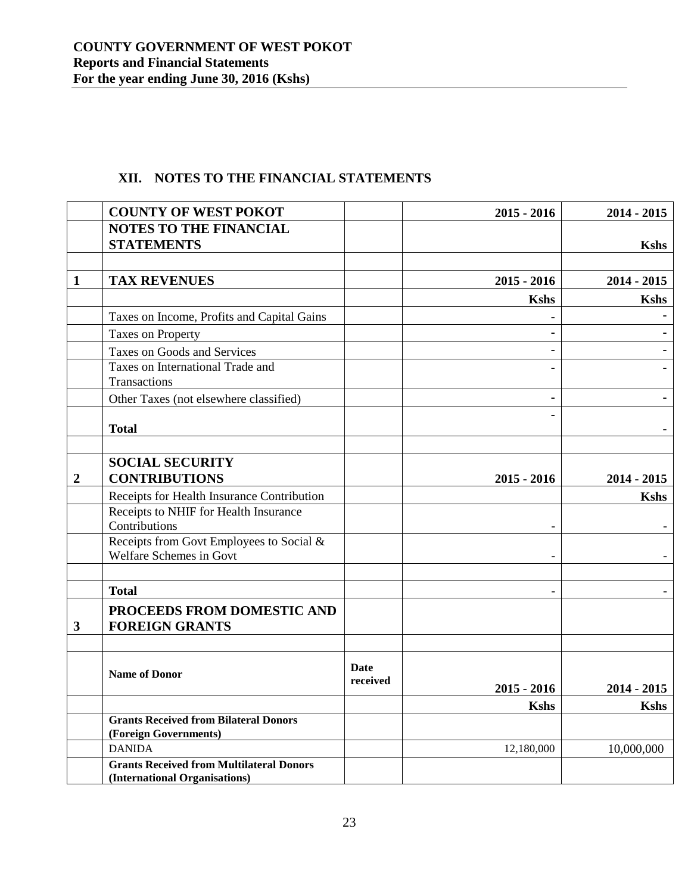## XII. NOTES TO THE FINANCIAL STATEMENTS

| | COUNTY OF WEST POKOT | | 2015 - 2016 | 2014 - 2015 |
|---|---|---|---|---|
| | **NOTES TO THE FINANCIAL STATEMENTS** | | | **Kshs** |
| | | | | |
| **1** | **TAX REVENUES** | | **2015 - 2016** | **2014 - 2015** |
| | | | **Kshs** | **Kshs** |
| | Taxes on Income, Profits and Capital Gains | | - | - |
| | Taxes on Property | | - | - |
| | Taxes on Goods and Services | | - | - |
| | Taxes on International Trade and Transactions | | - | - |
| | Other Taxes (not elsewhere classified) | | - | - |
| | **Total** | | - | - |
| | | | | |
| **2** | **SOCIAL SECURITY CONTRIBUTIONS** | | **2015 - 2016** | **2014 - 2015** |
| | Receipts for Health Insurance Contribution | | | **Kshs** |
| | Receipts to NHIF for Health Insurance Contributions | | - | - |
| | Receipts from Govt Employees to Social & Welfare Schemes in Govt | | - | - |
| | | | | |
| | **Total** | | - | - |
| **3** | **PROCEEDS FROM DOMESTIC AND FOREIGN GRANTS** | | | |
| | | | | |
| | **Name of Donor** | **Date received** | **2015 - 2016** | **2014 - 2015** |
| | | | **Kshs** | **Kshs** |
| | **Grants Received from Bilateral Donors (Foreign Governments)** | | | |
| | DANIDA | | 12,180,000 | 10,000,000 |
| | **Grants Received from Multilateral Donors (International Organisations)** | | | |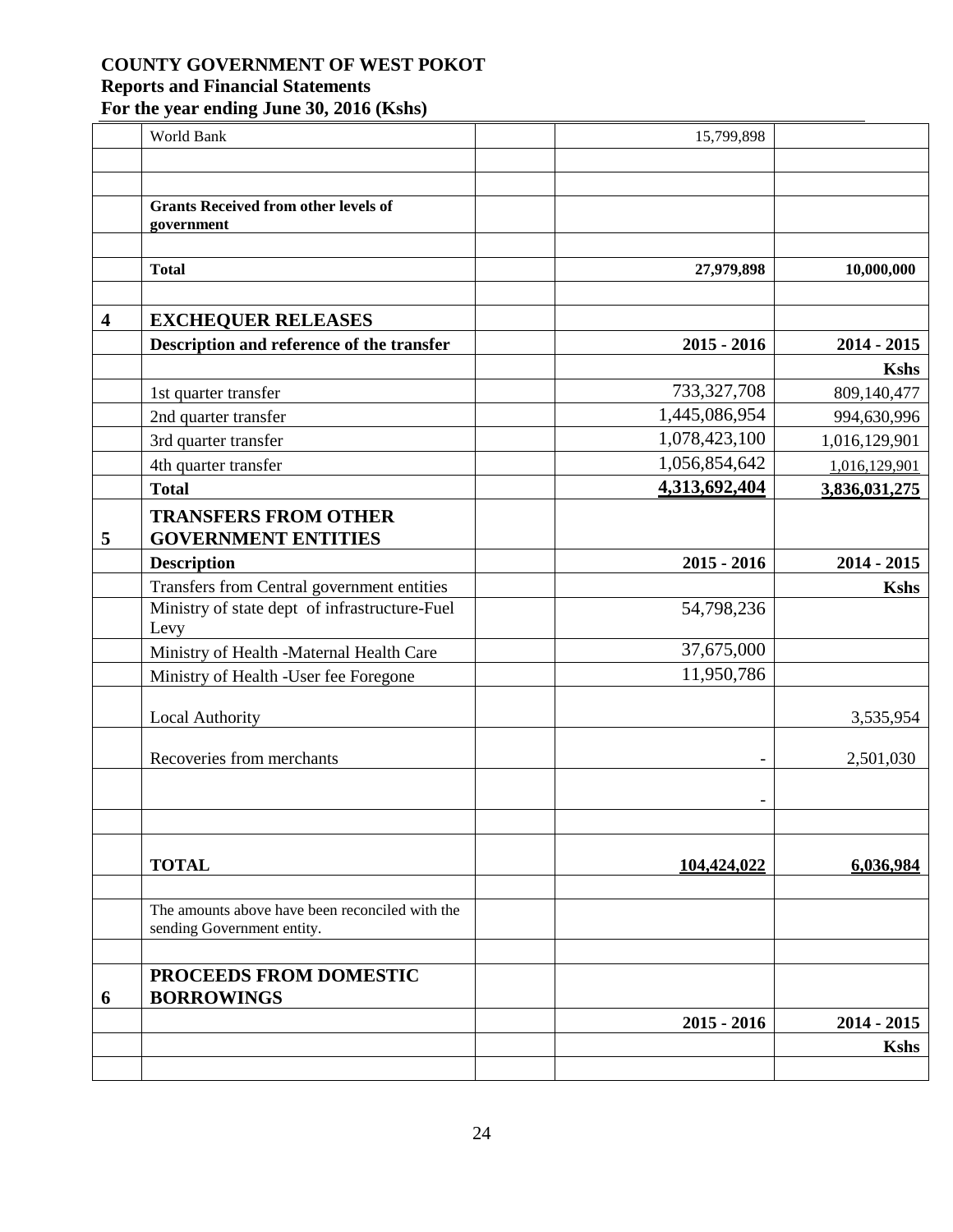**COUNTY GOVERNMENT OF WEST POKOT**
**Reports and Financial Statements**
**For the year ending June 30, 2016 (Kshs)**

| | | | | |
|---|---|---|---|---|
| | World Bank | | 15,799,898 | |
| | | | | |
| | | | | |
| | **Grants Received from other levels of government** | | | |
| | | | | |
| | **Total** | | **27,979,898** | **10,000,000** |
| | | | | |
| **4** | **EXCHEQUER RELEASES** | | | |
| | **Description and reference of the transfer** | | **2015 - 2016** | **2014 - 2015** |
| | | | | **Kshs** |
| | 1st quarter transfer | | 733,327,708 | 809,140,477 |
| | 2nd quarter transfer | | 1,445,086,954 | 994,630,996 |
| | 3rd quarter transfer | | 1,078,423,100 | 1,016,129,901 |
| | 4th quarter transfer | | 1,056,854,642 | 1,016,129,901 |
| | **Total** | | **4,313,692,404** | **3,836,031,275** |
| **5** | **TRANSFERS FROM OTHER GOVERNMENT ENTITIES** | | | |
| | **Description** | | **2015 - 2016** | **2014 - 2015** |
| | Transfers from Central government entities | | | **Kshs** |
| | Ministry of state dept of infrastructure-Fuel Levy | | 54,798,236 | |
| | Ministry of Health -Maternal Health Care | | 37,675,000 | |
| | Ministry of Health -User fee Foregone | | 11,950,786 | |
| | Local Authority | | | 3,535,954 |
| | Recoveries from merchants | | - | 2,501,030 |
| | | | - | |
| | | | | |
| | **TOTAL** | | **104,424,022** | **6,036,984** |
| | | | | |
| | The amounts above have been reconciled with the sending Government entity. | | | |
| | | | | |
| **6** | **PROCEEDS FROM DOMESTIC BORROWINGS** | | | |
| | | | **2015 - 2016** | **2014 - 2015** |
| | | | | **Kshs** |
| | | | | |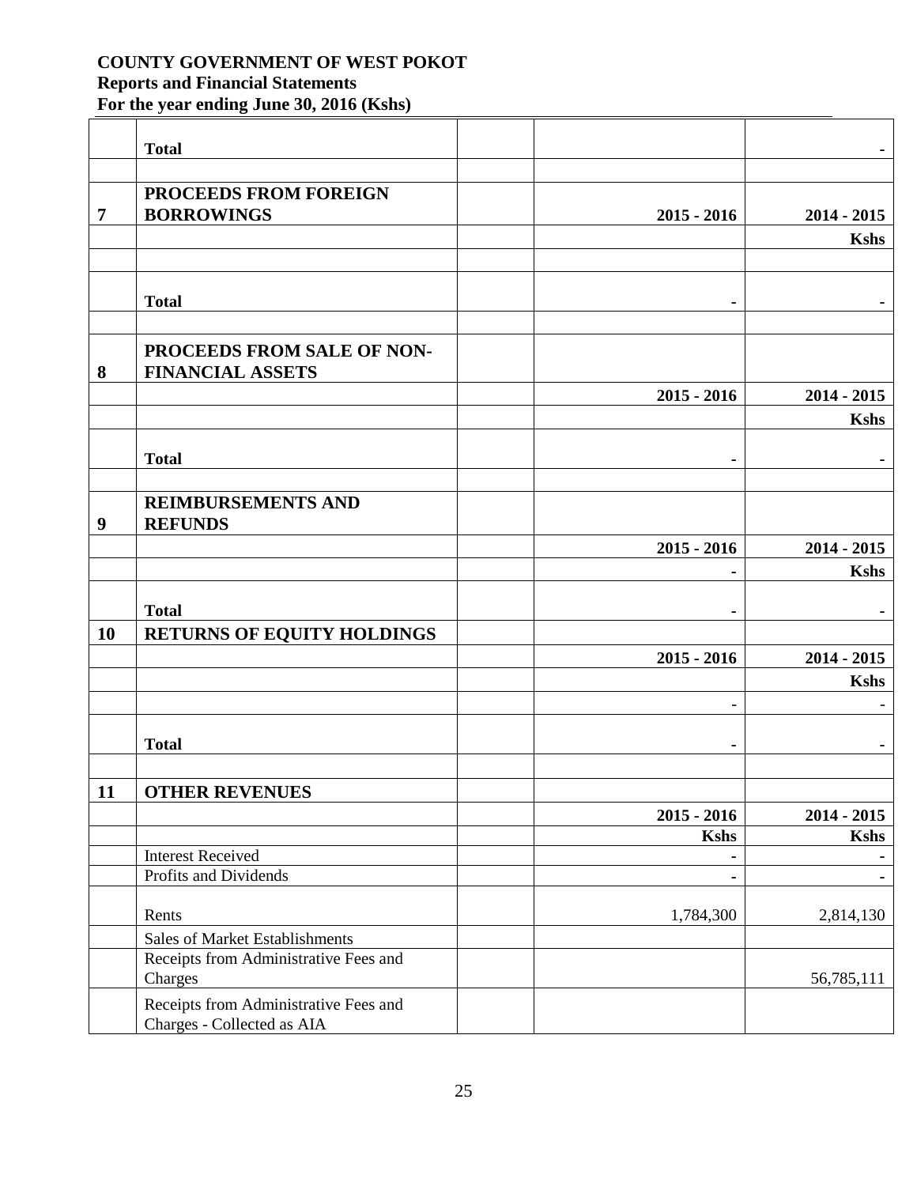**COUNTY GOVERNMENT OF WEST POKOT**
**Reports and Financial Statements**
**For the year ending June 30, 2016 (Kshs)**

| | | | | |
|---|---|---|---|---|
| | **Total** | | | **-** |
| | | | | |
| **7** | **PROCEEDS FROM FOREIGN BORROWINGS** | | **2015 - 2016** | **2014 - 2015** |
| | | | | **Kshs** |
| | | | | |
| | **Total** | | **-** | **-** |
| | | | | |
| **8** | **PROCEEDS FROM SALE OF NON-FINANCIAL ASSETS** | | | |
| | | | **2015 - 2016** | **2014 - 2015** |
| | | | | **Kshs** |
| | **Total** | | **-** | **-** |
| | | | | |
| **9** | **REIMBURSEMENTS AND REFUNDS** | | | |
| | | | **2015 - 2016** | **2014 - 2015** |
| | | | **-** | **Kshs** |
| | **Total** | | **-** | **-** |
| **10** | **RETURNS OF EQUITY HOLDINGS** | | | |
| | | | **2015 - 2016** | **2014 - 2015** |
| | | | | **Kshs** |
| | | | - | - |
| | **Total** | | **-** | **-** |
| | | | | |
| **11** | **OTHER REVENUES** | | | |
| | | | **2015 - 2016** | **2014 - 2015** |
| | | | **Kshs** | **Kshs** |
| | Interest Received | | **-** | **-** |
| | Profits and Dividends | | **-** | **-** |
| | Rents | | 1,784,300 | 2,814,130 |
| | Sales of Market Establishments | | | |
| | Receipts from Administrative Fees and Charges | | | 56,785,111 |
| | Receipts from Administrative Fees and Charges - Collected as AIA | | | |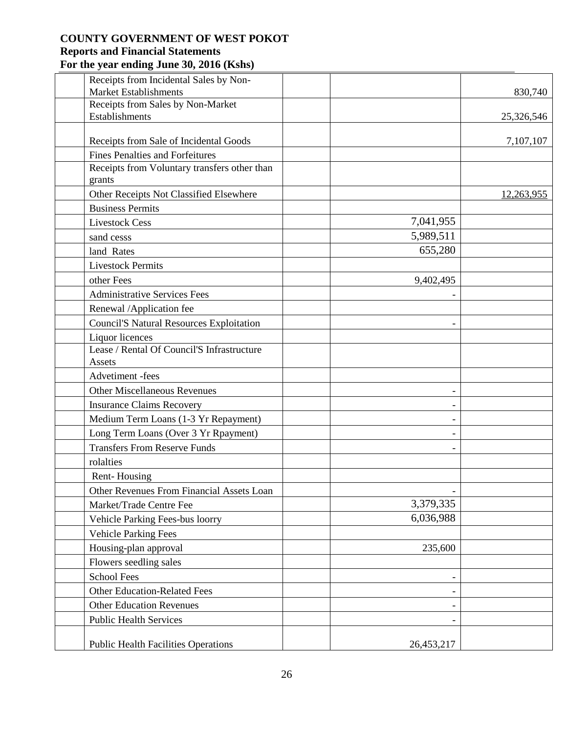**COUNTY GOVERNMENT OF WEST POKOT**
**Reports and Financial Statements**
**For the year ending June 30, 2016 (Kshs)**

| | | | | |
|---|---|---|---|---|
| | Receipts from Incidental Sales by Non-Market Establishments | | | 830,740 |
| | Receipts from Sales by Non-Market Establishments | | | 25,326,546 |
| | Receipts from Sale of Incidental Goods | | | 7,107,107 |
| | Fines Penalties and Forfeitures | | | |
| | Receipts from Voluntary transfers other than grants | | | |
| | Other Receipts Not Classified Elsewhere | | | 12,263,955 |
| | Business Permits | | | |
| | Livestock Cess | | 7,041,955 | |
| | sand cesss | | 5,989,511 | |
| | land Rates | | 655,280 | |
| | Livestock Permits | | | |
| | other Fees | | 9,402,495 | |
| | Administrative Services Fees | | - | |
| | Renewal /Application fee | | | |
| | Council'S Natural Resources Exploitation | | - | |
| | Liquor licences | | | |
| | Lease / Rental Of Council'S Infrastructure Assets | | | |
| | Advetiment -fees | | | |
| | Other Miscellaneous Revenues | | - | |
| | Insurance Claims Recovery | | - | |
| | Medium Term Loans (1-3 Yr Repayment) | | - | |
| | Long Term Loans (Over 3 Yr Rpayment) | | - | |
| | Transfers From Reserve Funds | | - | |
| | rolalties | | | |
| | Rent- Housing | | | |
| | Other Revenues From Financial Assets Loan | | - | |
| | Market/Trade Centre Fee | | 3,379,335 | |
| | Vehicle Parking Fees-bus loorry | | 6,036,988 | |
| | Vehicle Parking Fees | | | |
| | Housing-plan approval | | 235,600 | |
| | Flowers seedling sales | | | |
| | School Fees | | - | |
| | Other Education-Related Fees | | - | |
| | Other Education Revenues | | - | |
| | Public Health Services | | - | |
| | Public Health Facilities Operations | | 26,453,217 | |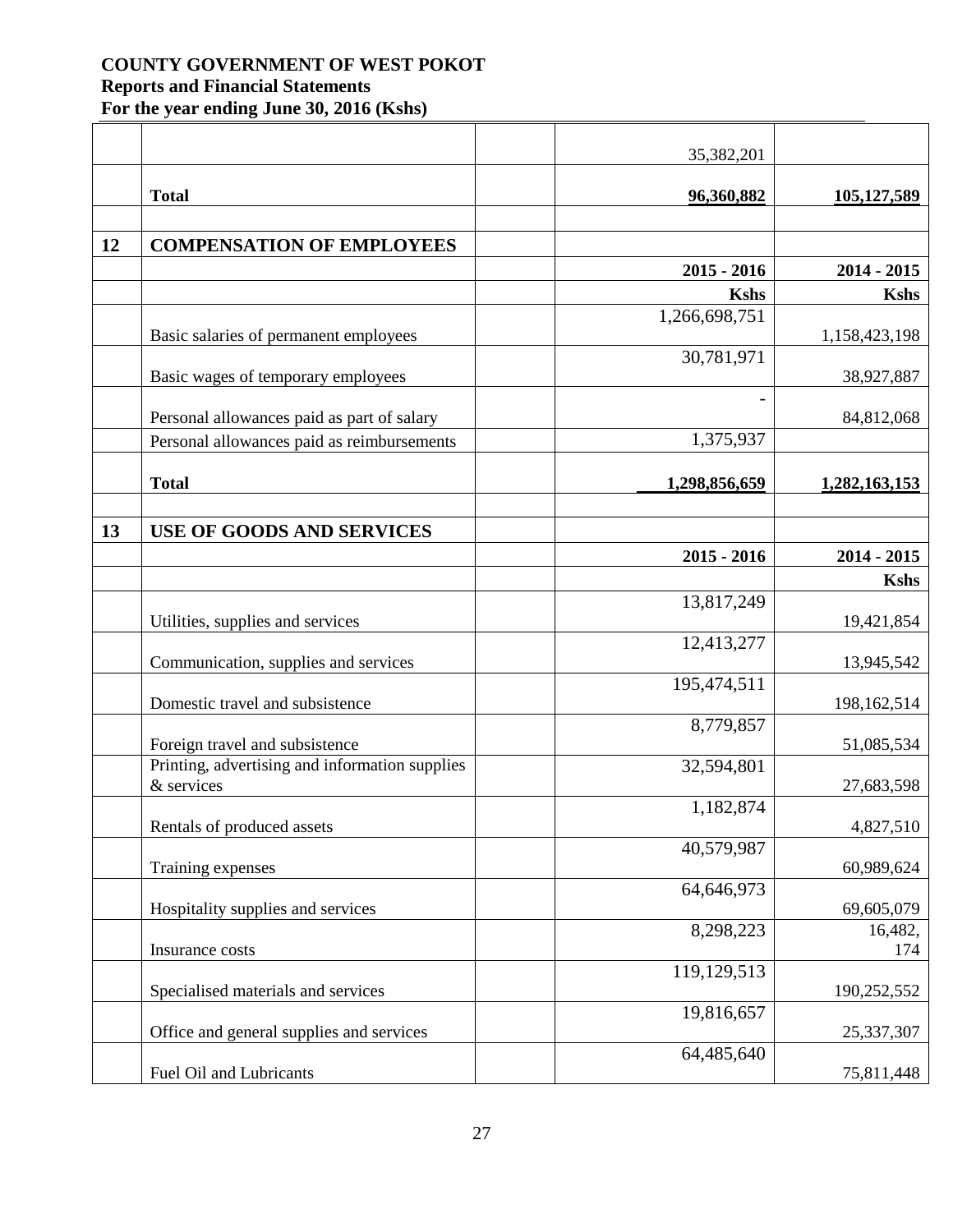**COUNTY GOVERNMENT OF WEST POKOT**
**Reports and Financial Statements**
**For the year ending June 30, 2016 (Kshs)**

| | | | | |
|---|---|---|---|---|
| | | | 35,382,201 | |
| | **Total** | | **96,360,882** | **105,127,589** |
| | | | | |
| **12** | **COMPENSATION OF EMPLOYEES** | | | |
| | | | **2015 - 2016** | **2014 - 2015** |
| | | | **Kshs** | **Kshs** |
| | Basic salaries of permanent employees | | 1,266,698,751 | 1,158,423,198 |
| | Basic wages of temporary employees | | 30,781,971 | 38,927,887 |
| | Personal allowances paid as part of salary | | - | 84,812,068 |
| | Personal allowances paid as reimbursements | | 1,375,937 | |
| | **Total** | | **1,298,856,659** | **1,282,163,153** |
| | | | | |
| **13** | **USE OF GOODS AND SERVICES** | | | |
| | | | **2015 - 2016** | **2014 - 2015** |
| | | | | **Kshs** |
| | Utilities, supplies and services | | 13,817,249 | 19,421,854 |
| | Communication, supplies and services | | 12,413,277 | 13,945,542 |
| | Domestic travel and subsistence | | 195,474,511 | 198,162,514 |
| | Foreign travel and subsistence | | 8,779,857 | 51,085,534 |
| | Printing, advertising and information supplies & services | | 32,594,801 | 27,683,598 |
| | Rentals of produced assets | | 1,182,874 | 4,827,510 |
| | Training expenses | | 40,579,987 | 60,989,624 |
| | Hospitality supplies and services | | 64,646,973 | 69,605,079 |
| | Insurance costs | | 8,298,223 | 16,482,174 |
| | Specialised materials and services | | 119,129,513 | 190,252,552 |
| | Office and general supplies and services | | 19,816,657 | 25,337,307 |
| | Fuel Oil and Lubricants | | 64,485,640 | 75,811,448 |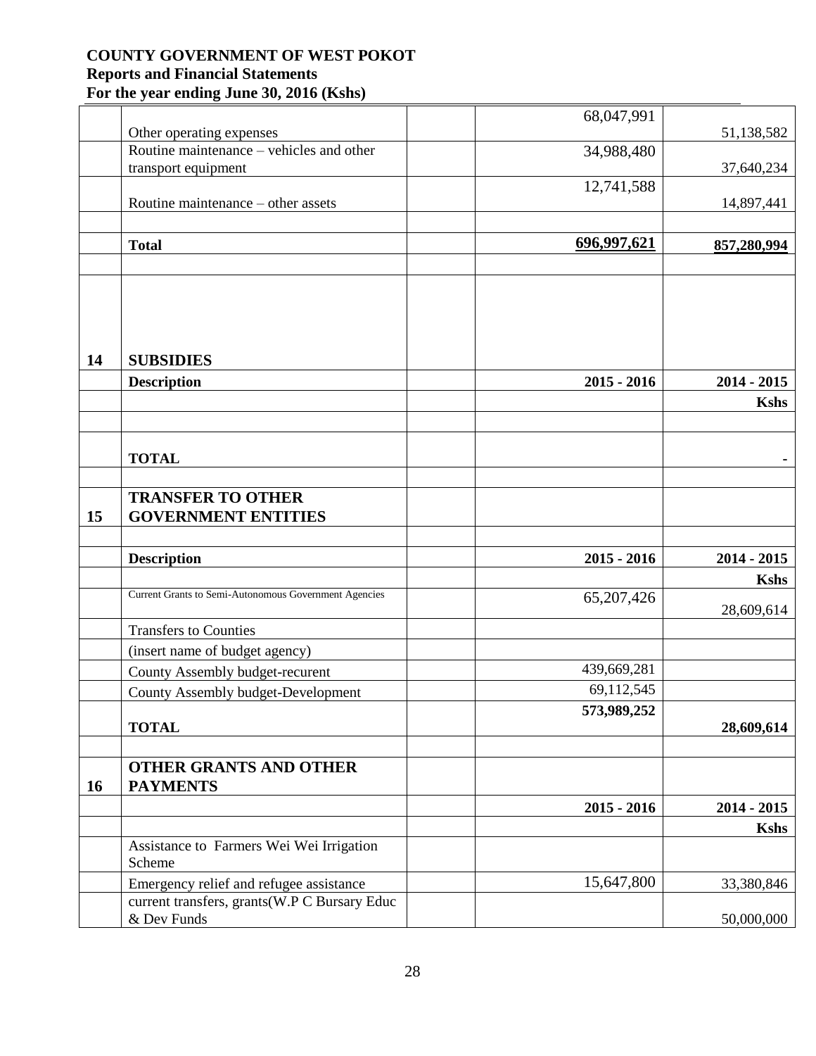**COUNTY GOVERNMENT OF WEST POKOT**
**Reports and Financial Statements**
**For the year ending June 30, 2016 (Kshs)**

| | | | | |
|---|---|---|---|---|
| | Other operating expenses | | 68,047,991 | 51,138,582 |
| | Routine maintenance – vehicles and other transport equipment | | 34,988,480 | 37,640,234 |
| | Routine maintenance – other assets | | 12,741,588 | 14,897,441 |
| | | | | |
| | **Total** | | **696,997,621** | **857,280,994** |
| | | | | |
| **14** | **SUBSIDIES** | | | |
| | **Description** | | **2015 - 2016** | **2014 - 2015** |
| | | | | **Kshs** |
| | | | | |
| | **TOTAL** | | | - |
| | | | | |
| **15** | **TRANSFER TO OTHER GOVERNMENT ENTITIES** | | | |
| | | | | |
| | **Description** | | **2015 - 2016** | **2014 - 2015** |
| | | | | **Kshs** |
| | Current Grants to Semi-Autonomous Government Agencies | | 65,207,426 | 28,609,614 |
| | Transfers to Counties | | | |
| | (insert name of budget agency) | | | |
| | County Assembly budget-recurent | | 439,669,281 | |
| | County Assembly budget-Development | | 69,112,545 | |
| | **TOTAL** | | **573,989,252** | **28,609,614** |
| | | | | |
| **16** | **OTHER GRANTS AND OTHER PAYMENTS** | | | |
| | | | **2015 - 2016** | **2014 - 2015** |
| | | | | **Kshs** |
| | Assistance to Farmers Wei Wei Irrigation Scheme | | | |
| | Emergency relief and refugee assistance | | 15,647,800 | 33,380,846 |
| | current transfers, grants(W.P C Bursary Educ & Dev Funds | | | 50,000,000 |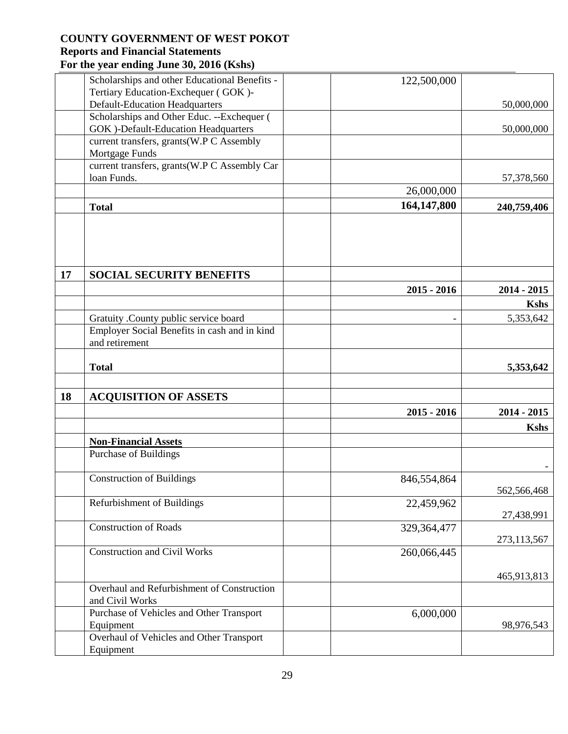**COUNTY GOVERNMENT OF WEST POKOT**
**Reports and Financial Statements**
**For the year ending June 30, 2016 (Kshs)**

| | | | | |
|---|---|---|---|---|
| | Scholarships and other Educational Benefits - Tertiary Education-Exchequer ( GOK )-Default-Education Headquarters | | 122,500,000 | 50,000,000 |
| | Scholarships and Other Educ. --Exchequer ( GOK )-Default-Education Headquarters | | | 50,000,000 |
| | current transfers, grants(W.P C Assembly Mortgage Funds | | | |
| | current transfers, grants(W.P C Assembly Car loan Funds. | | | 57,378,560 |
| | | | 26,000,000 | |
| | **Total** | | **164,147,800** | **240,759,406** |

| | | | | |
|---|---|---|---|---|
| **17** | **SOCIAL SECURITY BENEFITS** | | | |
| | | | **2015 - 2016** | **2014 - 2015** |
| | | | | **Kshs** |
| | Gratuity .County public service board | | - | 5,353,642 |
| | Employer Social Benefits in cash and in kind and retirement | | | |
| | **Total** | | | **5,353,642** |

| | | | | |
|---|---|---|---|---|
| **18** | **ACQUISITION OF ASSETS** | | | |
| | | | **2015 - 2016** | **2014 - 2015** |
| | | | | **Kshs** |
| | **Non-Financial Assets** | | | |
| | Purchase of Buildings | | | - |
| | Construction of Buildings | | 846,554,864 | 562,566,468 |
| | Refurbishment of Buildings | | 22,459,962 | 27,438,991 |
| | Construction of Roads | | 329,364,477 | 273,113,567 |
| | Construction and Civil Works | | 260,066,445 | 465,913,813 |
| | Overhaul and Refurbishment of Construction and Civil Works | | | |
| | Purchase of Vehicles and Other Transport Equipment | | 6,000,000 | 98,976,543 |
| | Overhaul of Vehicles and Other Transport Equipment | | | |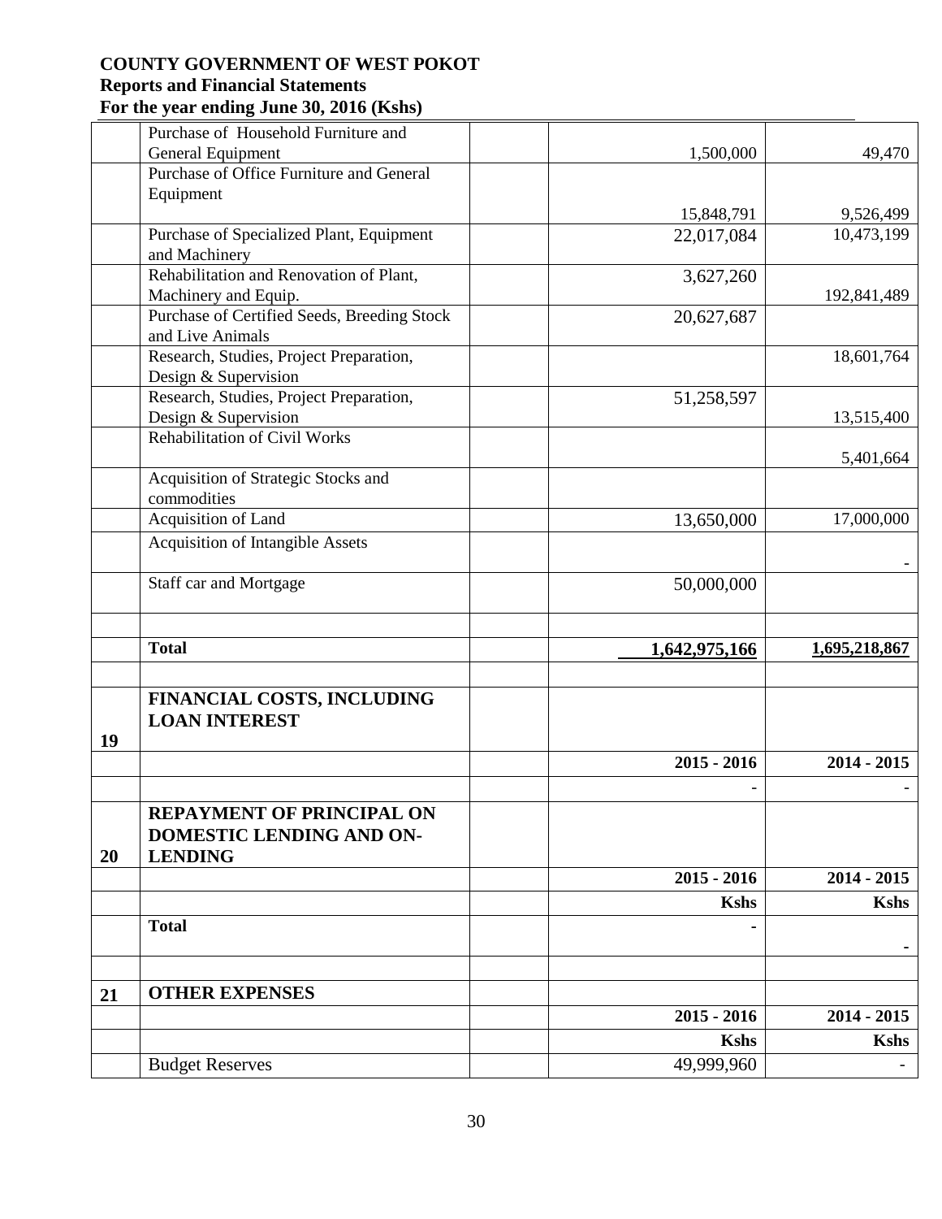**COUNTY GOVERNMENT OF WEST POKOT**
**Reports and Financial Statements**
**For the year ending June 30, 2016 (Kshs)**

| | | | | |
|---|---|---|---|---|
| | Purchase of Household Furniture and General Equipment | | 1,500,000 | 49,470 |
| | Purchase of Office Furniture and General Equipment | | 15,848,791 | 9,526,499 |
| | Purchase of Specialized Plant, Equipment and Machinery | | 22,017,084 | 10,473,199 |
| | Rehabilitation and Renovation of Plant, Machinery and Equip. | | 3,627,260 | 192,841,489 |
| | Purchase of Certified Seeds, Breeding Stock and Live Animals | | 20,627,687 | |
| | Research, Studies, Project Preparation, Design & Supervision | | | 18,601,764 |
| | Research, Studies, Project Preparation, Design & Supervision | | 51,258,597 | 13,515,400 |
| | Rehabilitation of Civil Works | | | 5,401,664 |
| | Acquisition of Strategic Stocks and commodities | | | |
| | Acquisition of Land | | 13,650,000 | 17,000,000 |
| | Acquisition of Intangible Assets | | | - |
| | Staff car and Mortgage | | 50,000,000 | |
| | | | | |
| | **Total** | | **1,642,975,166** | **1,695,218,867** |
| | | | | |
| **19** | **FINANCIAL COSTS, INCLUDING LOAN INTEREST** | | | |
| | | | **2015 - 2016** | **2014 - 2015** |
| | | | - | - |
| **20** | **REPAYMENT OF PRINCIPAL ON DOMESTIC LENDING AND ON-LENDING** | | | |
| | | | **2015 - 2016** | **2014 - 2015** |
| | | | **Kshs** | **Kshs** |
| | **Total** | | **-** | **-** |
| | | | | |
| **21** | **OTHER EXPENSES** | | | |
| | | | **2015 - 2016** | **2014 - 2015** |
| | | | **Kshs** | **Kshs** |
| | Budget Reserves | | 49,999,960 | - |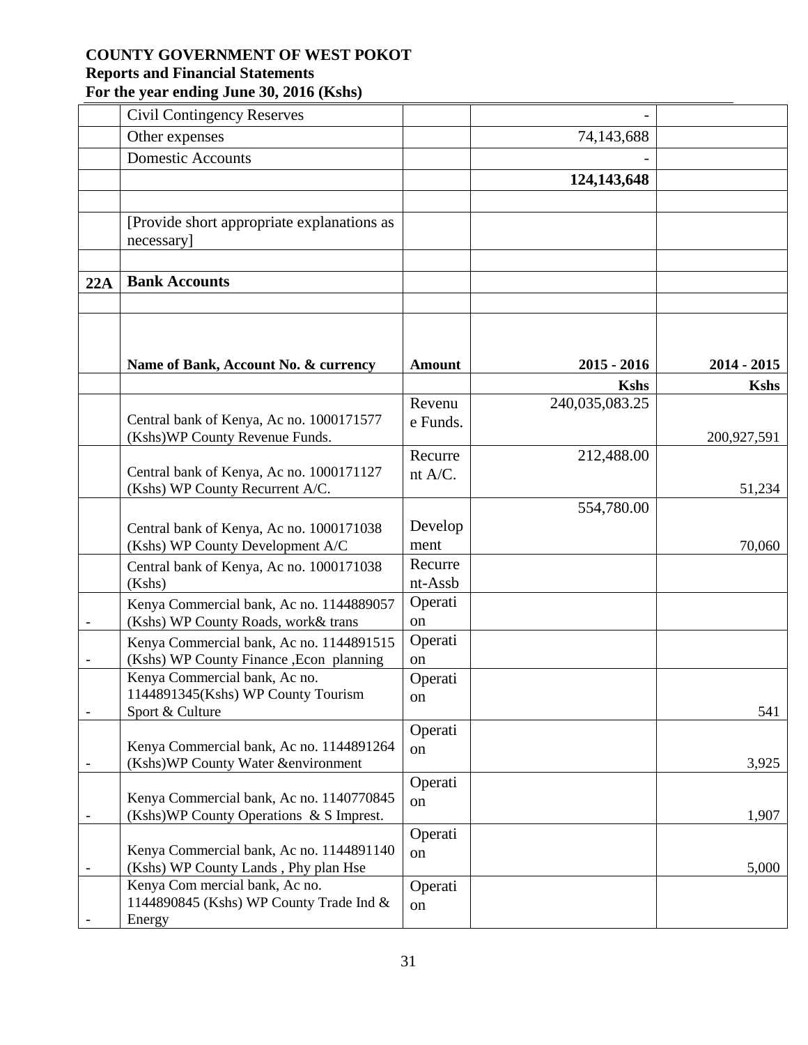**COUNTY GOVERNMENT OF WEST POKOT**
**Reports and Financial Statements**
**For the year ending June 30, 2016 (Kshs)**

| | | | | |
|---|---|---|---|---|
| | Civil Contingency Reserves | | - | |
| | Other expenses | | 74,143,688 | |
| | Domestic Accounts | | - | |
| | | | **124,143,648** | |
| | | | | |
| | [Provide short appropriate explanations as necessary] | | | |
| | | | | |
| **22A** | **Bank Accounts** | | | |
| | | | | |
| | **Name of Bank, Account No. & currency** | **Amount** | **2015 - 2016** | **2014 - 2015** |
| | | | **Kshs** | **Kshs** |
| | Central bank of Kenya, Ac no. 1000171577 (Kshs)WP County Revenue Funds. | Revenue Funds. | 240,035,083.25 | 200,927,591 |
| | Central bank of Kenya, Ac no. 1000171127 (Kshs) WP County Recurrent A/C. | Recurrent A/C. | 212,488.00 | 51,234 |
| | Central bank of Kenya, Ac no. 1000171038 (Kshs) WP County Development A/C | Development | 554,780.00 | 70,060 |
| | Central bank of Kenya, Ac no. 1000171038 (Kshs) | Recurrent-Assb | | |
| - | Kenya Commercial bank, Ac no. 1144889057 (Kshs) WP County Roads, work& trans | Operation | | |
| - | Kenya Commercial bank, Ac no. 1144891515 (Kshs) WP County Finance ,Econ planning | Operation | | |
| - | Kenya Commercial bank, Ac no. 1144891345(Kshs) WP County Tourism Sport & Culture | Operation | | 541 |
| - | Kenya Commercial bank, Ac no. 1144891264 (Kshs)WP County Water &environment | Operation | | 3,925 |
| - | Kenya Commercial bank, Ac no. 1140770845 (Kshs)WP County Operations & S Imprest. | Operation | | 1,907 |
| - | Kenya Commercial bank, Ac no. 1144891140 (Kshs) WP County Lands , Phy plan Hse | Operation | | 5,000 |
| - | Kenya Com mercial bank, Ac no. 1144890845 (Kshs) WP County Trade Ind & Energy | Operation | | |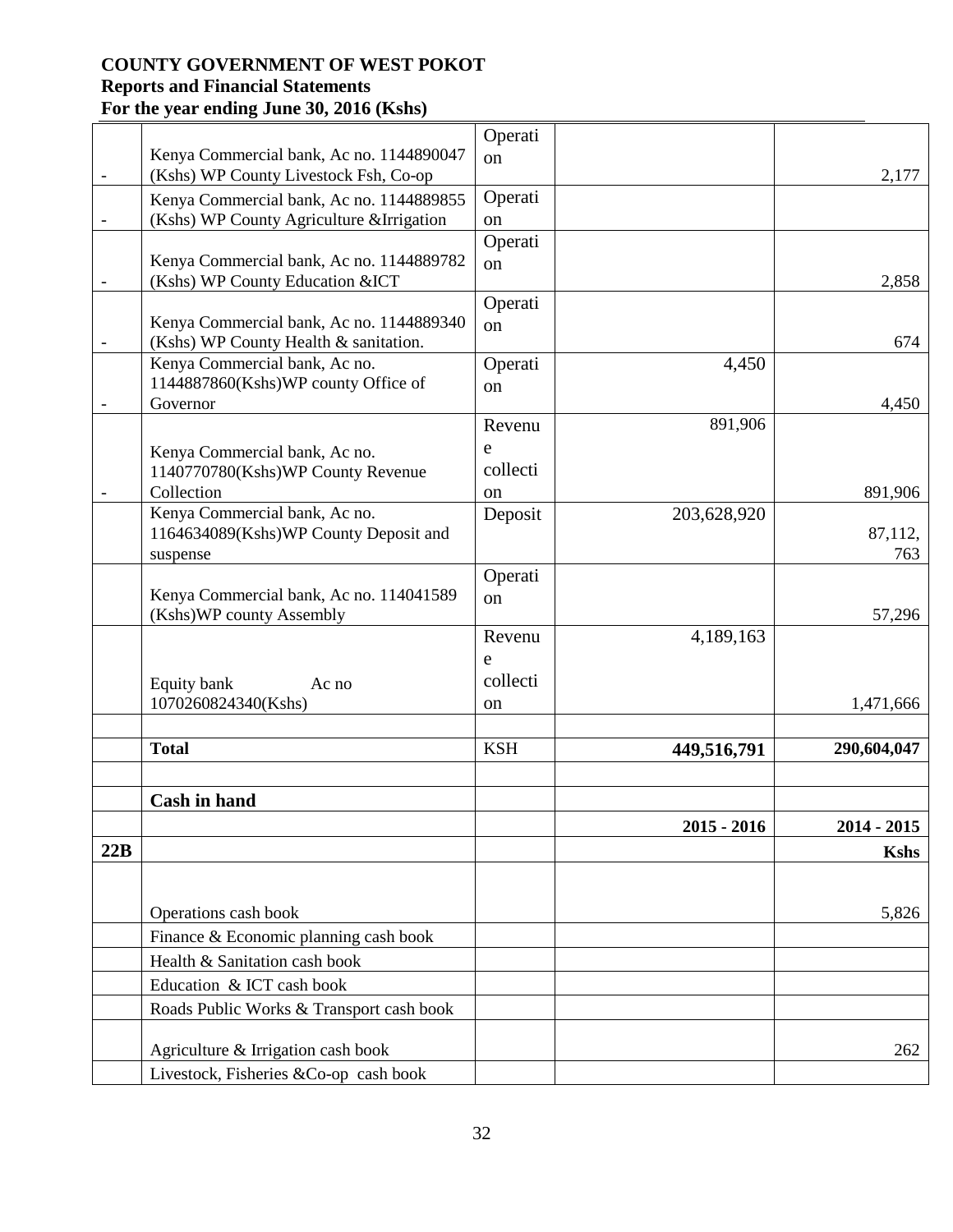**COUNTY GOVERNMENT OF WEST POKOT**
**Reports and Financial Statements**
**For the year ending June 30, 2016 (Kshs)**

| | | | | |
|---|---|---|---|---|
| - | Kenya Commercial bank, Ac no. 1144890047 (Kshs) WP County Livestock Fsh, Co-op | Operation | | 2,177 |
| - | Kenya Commercial bank, Ac no. 1144889855 (Kshs) WP County Agriculture &Irrigation | Operation | | |
| - | Kenya Commercial bank, Ac no. 1144889782 (Kshs) WP County Education &ICT | Operation | | 2,858 |
| - | Kenya Commercial bank, Ac no. 1144889340 (Kshs) WP County Health & sanitation. | Operation | | 674 |
| - | Kenya Commercial bank, Ac no. 1144887860(Kshs)WP county Office of Governor | Operation | 4,450 | 4,450 |
| - | Kenya Commercial bank, Ac no. 1140770780(Kshs)WP County Revenue Collection | Revenue collection | 891,906 | 891,906 |
| | Kenya Commercial bank, Ac no. 1164634089(Kshs)WP County Deposit and suspense | Deposit | 203,628,920 | 87,112,763 |
| | Kenya Commercial bank, Ac no. 114041589 (Kshs)WP county Assembly | Operation | | 57,296 |
| | Equity bank Ac no 1070260824340(Kshs) | Revenue collection | 4,189,163 | 1,471,666 |
| | | | | |
| | **Total** | KSH | **449,516,791** | **290,604,047** |
| | | | | |
| | **Cash in hand** | | | |
| | | | **2015 - 2016** | **2014 - 2015** |
| **22B** | | | | **Kshs** |
| | Operations cash book | | | 5,826 |
| | Finance & Economic planning cash book | | | |
| | Health & Sanitation cash book | | | |
| | Education & ICT cash book | | | |
| | Roads Public Works & Transport cash book | | | |
| | Agriculture & Irrigation cash book | | | 262 |
| | Livestock, Fisheries &Co-op cash book | | | |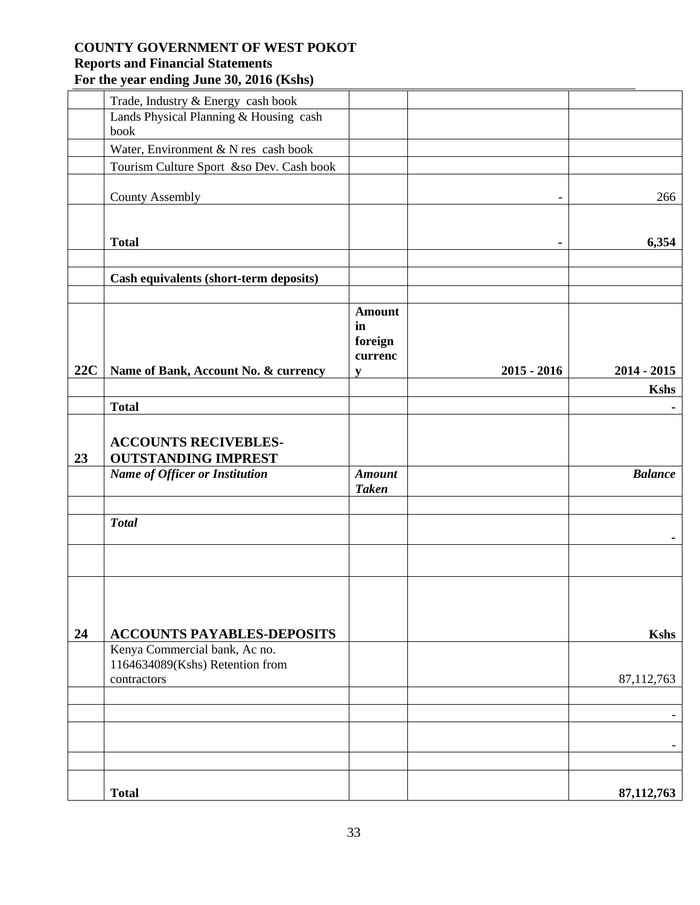**COUNTY GOVERNMENT OF WEST POKOT**
**Reports and Financial Statements**
**For the year ending June 30, 2016 (Kshs)**

| | | | | |
|---|---|---|---|---|
| | Trade, Industry & Energy cash book | | | |
| | Lands Physical Planning & Housing cash book | | | |
| | Water, Environment & N res cash book | | | |
| | Tourism Culture Sport &so Dev. Cash book | | | |
| | County Assembly | | - | 266 |
| | **Total** | | **-** | **6,354** |
| | | | | |
| | **Cash equivalents (short-term deposits)** | | | |
| | | | | |
| **22C** | **Name of Bank, Account No. & currency** | **Amount in foreign currency** | **2015 - 2016** | **2014 - 2015** |
| | | | | **Kshs** |
| | **Total** | | | **-** |
| **23** | **ACCOUNTS RECIVEBLES-OUTSTANDING IMPREST** | | | |
| | ***Name of Officer or Institution*** | ***Amount Taken*** | | ***Balance*** |
| | | | | |
| | ***Total*** | | | **-** |
| | | | | |
| **24** | **ACCOUNTS PAYABLES-DEPOSITS** | | | **Kshs** |
| | Kenya Commercial bank, Ac no. 1164634089(Kshs) Retention from contractors | | | 87,112,763 |
| | | | | |
| | | | | - |
| | | | | - |
| | | | | |
| | **Total** | | | **87,112,763** |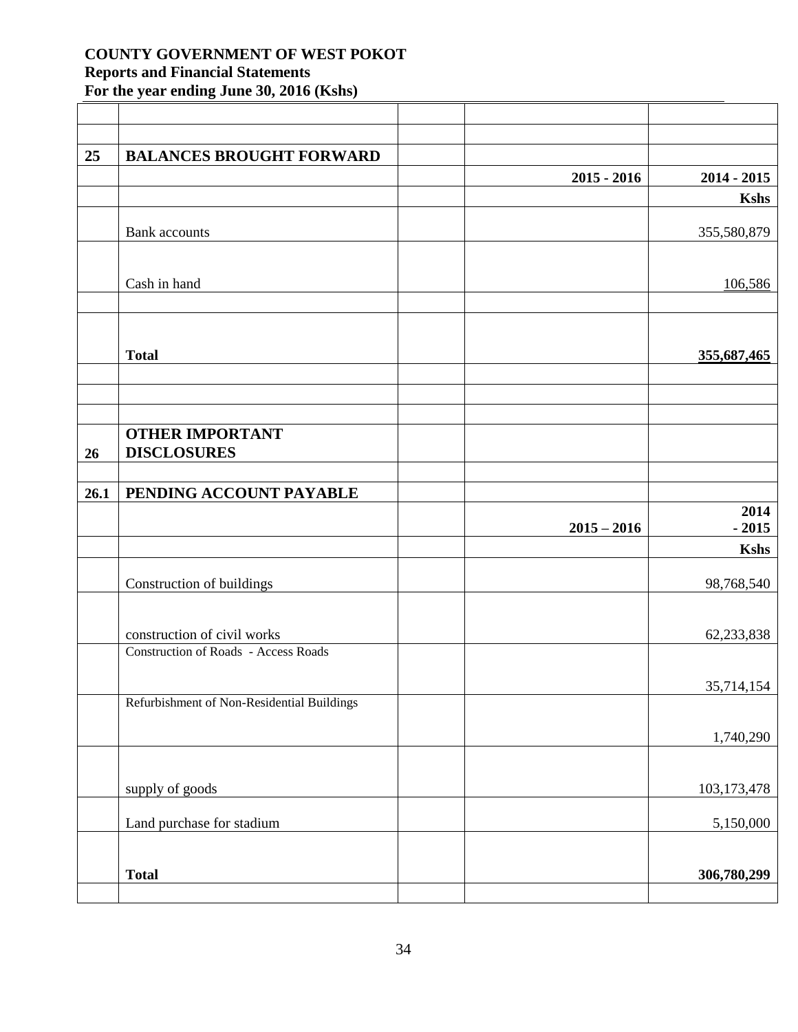| | | | | |
|---|---|---|---|---|
| **25** | **BALANCES BROUGHT FORWARD** | | | |
| | | | **2015 - 2016** | **2014 - 2015** |
| | | | | **Kshs** |
| | Bank accounts | | | 355,580,879 |
| | Cash in hand | | | 106,586 |
| | **Total** | | | **355,687,465** |

| | | | | |
|---|---|---|---|---|
| **26** | **OTHER IMPORTANT DISCLOSURES** | | | |
| **26.1** | **PENDING ACCOUNT PAYABLE** | | | |
| | | | **2015 – 2016** | **2014 - 2015** |
| | | | | **Kshs** |
| | Construction of buildings | | | 98,768,540 |
| | construction of civil works | | | 62,233,838 |
| | Construction of Roads - Access Roads | | | 35,714,154 |
| | Refurbishment of Non-Residential Buildings | | | 1,740,290 |
| | supply of goods | | | 103,173,478 |
| | Land purchase for stadium | | | 5,150,000 |
| | **Total** | | | **306,780,299** |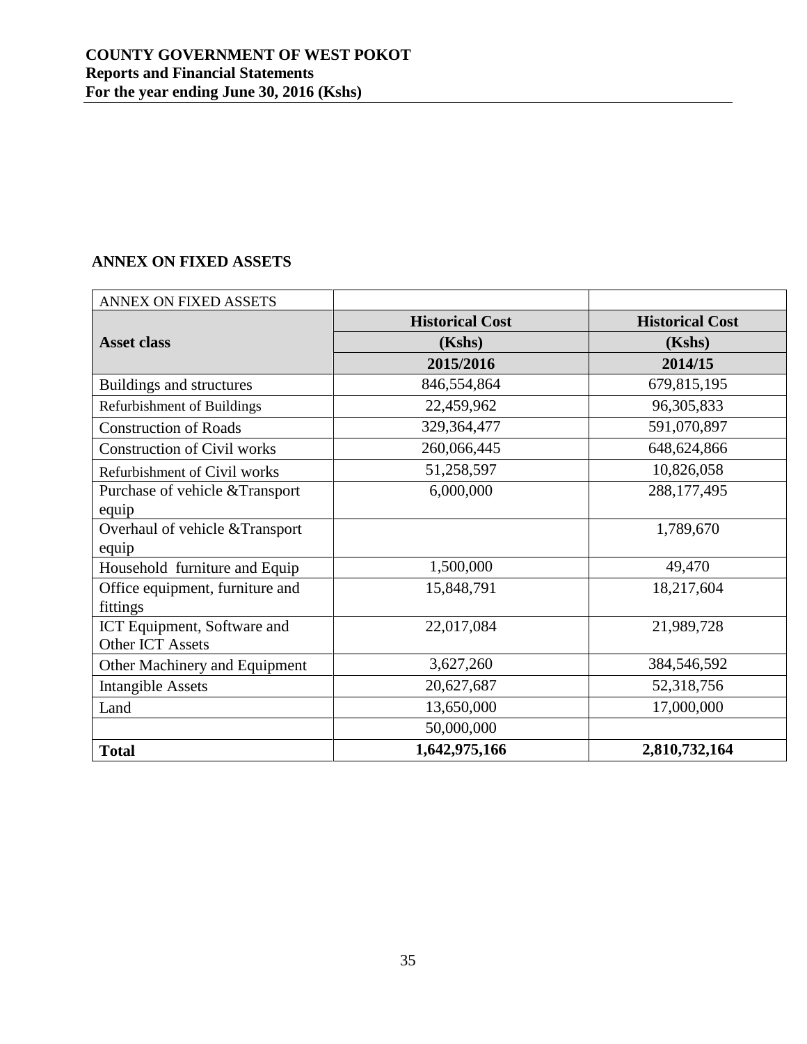## ANNEX ON FIXED ASSETS

| ANNEX ON FIXED ASSETS | | |
|---|---|---|
| **Asset class** | **Historical Cost (Kshs) 2015/2016** | **Historical Cost (Kshs) 2014/15** |
| Buildings and structures | 846,554,864 | 679,815,195 |
| Refurbishment of Buildings | 22,459,962 | 96,305,833 |
| Construction of Roads | 329,364,477 | 591,070,897 |
| Construction of Civil works | 260,066,445 | 648,624,866 |
| Refurbishment of Civil works | 51,258,597 | 10,826,058 |
| Purchase of vehicle &Transport equip | 6,000,000 | 288,177,495 |
| Overhaul of vehicle &Transport equip | | 1,789,670 |
| Household furniture and Equip | 1,500,000 | 49,470 |
| Office equipment, furniture and fittings | 15,848,791 | 18,217,604 |
| ICT Equipment, Software and Other ICT Assets | 22,017,084 | 21,989,728 |
| Other Machinery and Equipment | 3,627,260 | 384,546,592 |
| Intangible Assets | 20,627,687 | 52,318,756 |
| Land | 13,650,000 | 17,000,000 |
| | 50,000,000 | |
| **Total** | **1,642,975,166** | **2,810,732,164** |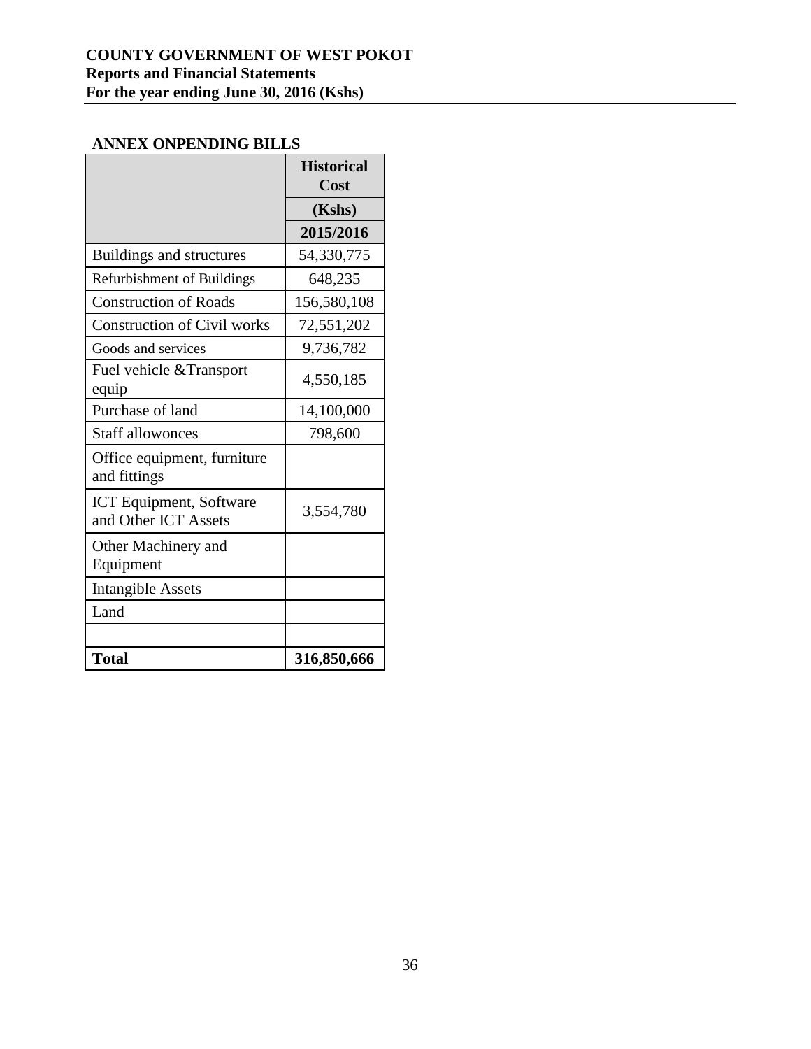## ANNEX ONPENDING BILLS

| | Historical Cost |
|---|---|
| | (Kshs) |
| | 2015/2016 |
| Buildings and structures | 54,330,775 |
| Refurbishment of Buildings | 648,235 |
| Construction of Roads | 156,580,108 |
| Construction of Civil works | 72,551,202 |
| Goods and services | 9,736,782 |
| Fuel vehicle &Transport equip | 4,550,185 |
| Purchase of land | 14,100,000 |
| Staff allowonces | 798,600 |
| Office equipment, furniture and fittings | |
| ICT Equipment, Software and Other ICT Assets | 3,554,780 |
| Other Machinery and Equipment | |
| Intangible Assets | |
| Land | |
| | |
| **Total** | **316,850,666** |